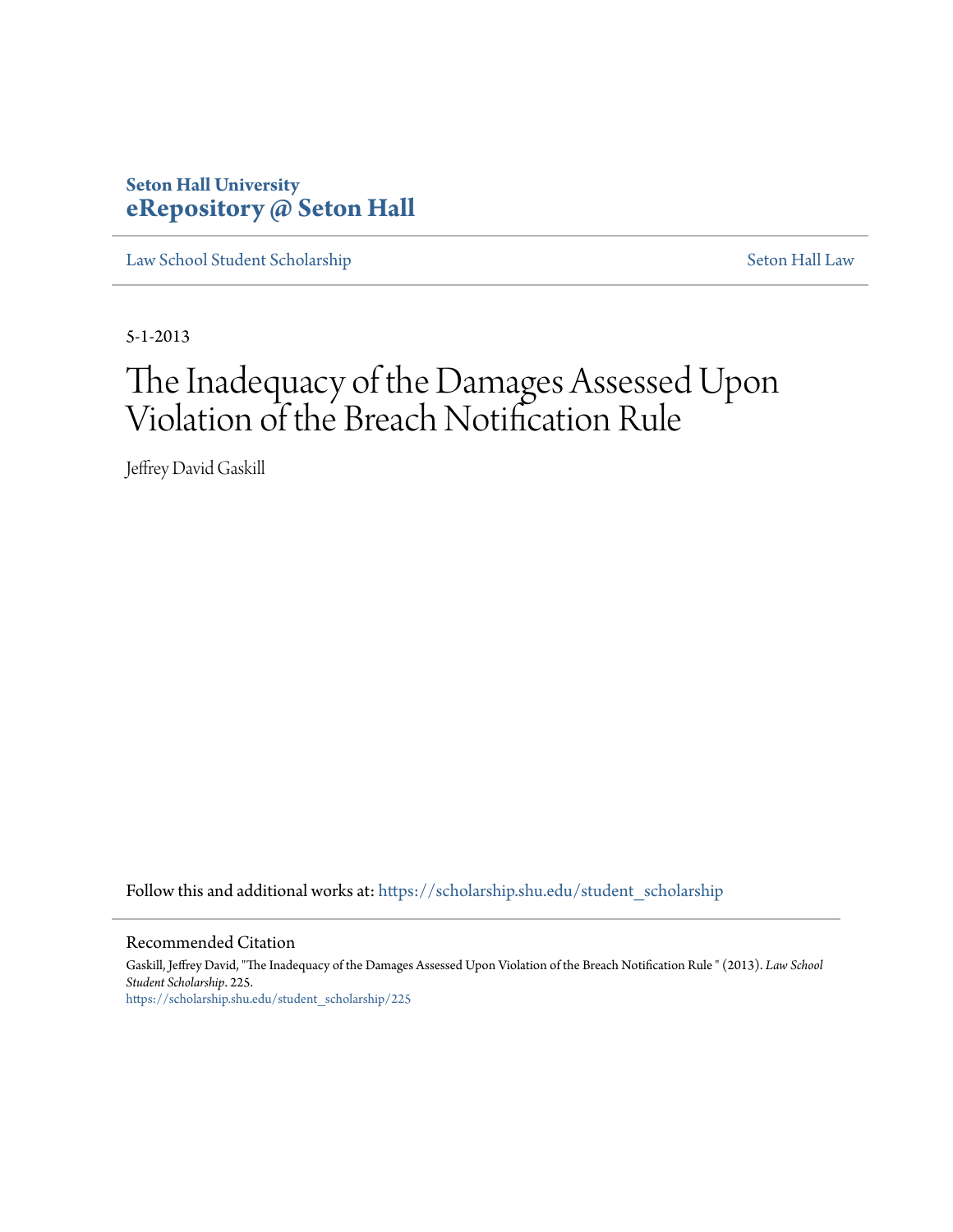Seton Hall University
**eRepository @ Seton Hall**

Law School Student Scholarship | Seton Hall Law

5-1-2013

# The Inadequacy of the Damages Assessed Upon Violation of the Breach Notification Rule

Jeffrey David Gaskill

Follow this and additional works at: https://scholarship.shu.edu/student_scholarship

## Recommended Citation

Gaskill, Jeffrey David, "The Inadequacy of the Damages Assessed Upon Violation of the Breach Notification Rule " (2013). *Law School Student Scholarship*. 225.
https://scholarship.shu.edu/student_scholarship/225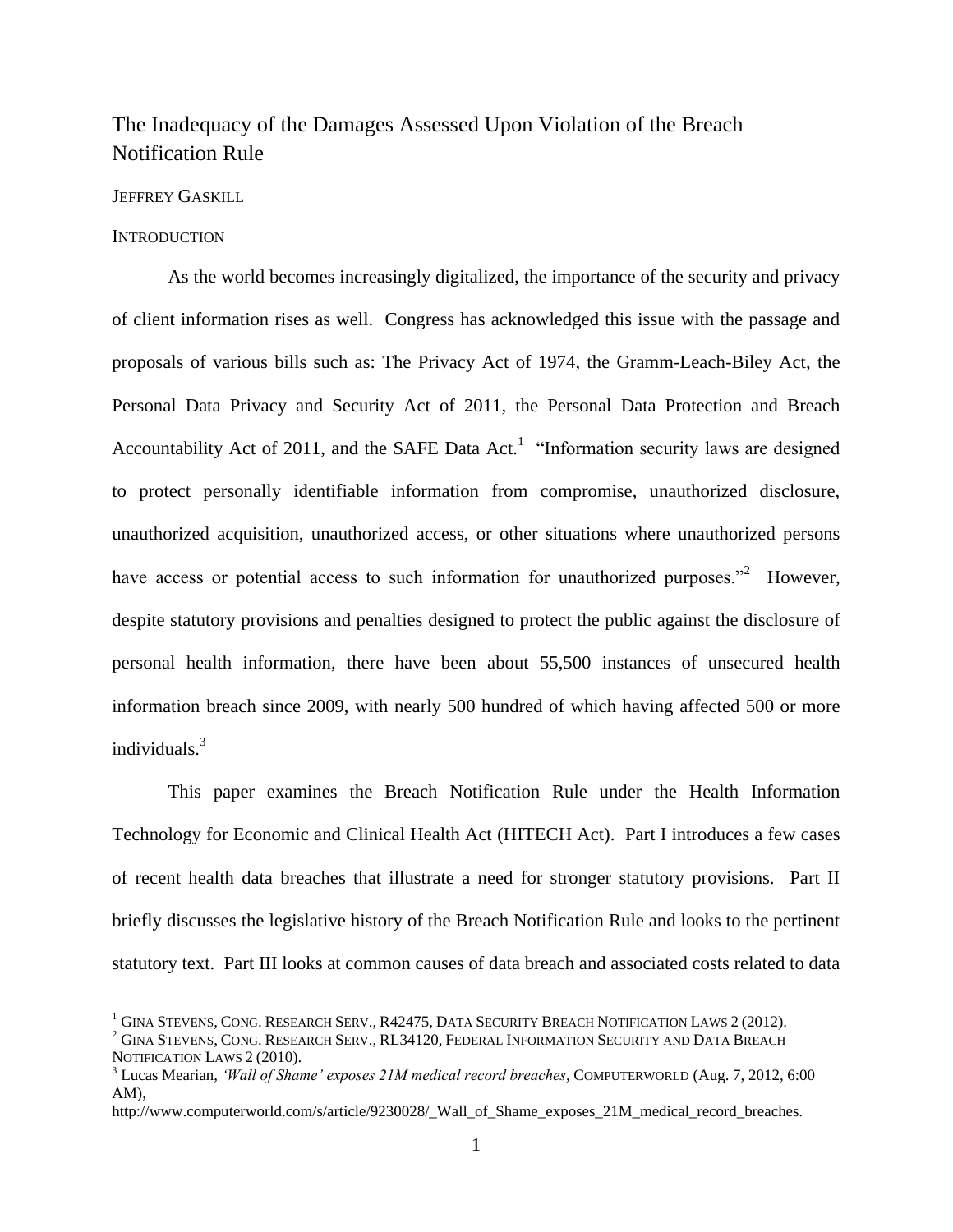# The Inadequacy of the Damages Assessed Upon Violation of the Breach Notification Rule

JEFFREY GASKILL

## INTRODUCTION

As the world becomes increasingly digitalized, the importance of the security and privacy of client information rises as well. Congress has acknowledged this issue with the passage and proposals of various bills such as: The Privacy Act of 1974, the Gramm-Leach-Biley Act, the Personal Data Privacy and Security Act of 2011, the Personal Data Protection and Breach Accountability Act of 2011, and the SAFE Data Act.[1] "Information security laws are designed to protect personally identifiable information from compromise, unauthorized disclosure, unauthorized acquisition, unauthorized access, or other situations where unauthorized persons have access or potential access to such information for unauthorized purposes."[2] However, despite statutory provisions and penalties designed to protect the public against the disclosure of personal health information, there have been about 55,500 instances of unsecured health information breach since 2009, with nearly 500 hundred of which having affected 500 or more individuals.[3]

This paper examines the Breach Notification Rule under the Health Information Technology for Economic and Clinical Health Act (HITECH Act). Part I introduces a few cases of recent health data breaches that illustrate a need for stronger statutory provisions. Part II briefly discusses the legislative history of the Breach Notification Rule and looks to the pertinent statutory text. Part III looks at common causes of data breach and associated costs related to data

---

[1] GINA STEVENS, CONG. RESEARCH SERV., R42475, DATA SECURITY BREACH NOTIFICATION LAWS 2 (2012).

[2] GINA STEVENS, CONG. RESEARCH SERV., RL34120, FEDERAL INFORMATION SECURITY AND DATA BREACH NOTIFICATION LAWS 2 (2010).

[3] Lucas Mearian, *'Wall of Shame' exposes 21M medical record breaches*, COMPUTERWORLD (Aug. 7, 2012, 6:00 AM), http://www.computerworld.com/s/article/9230028/_Wall_of_Shame_exposes_21M_medical_record_breaches.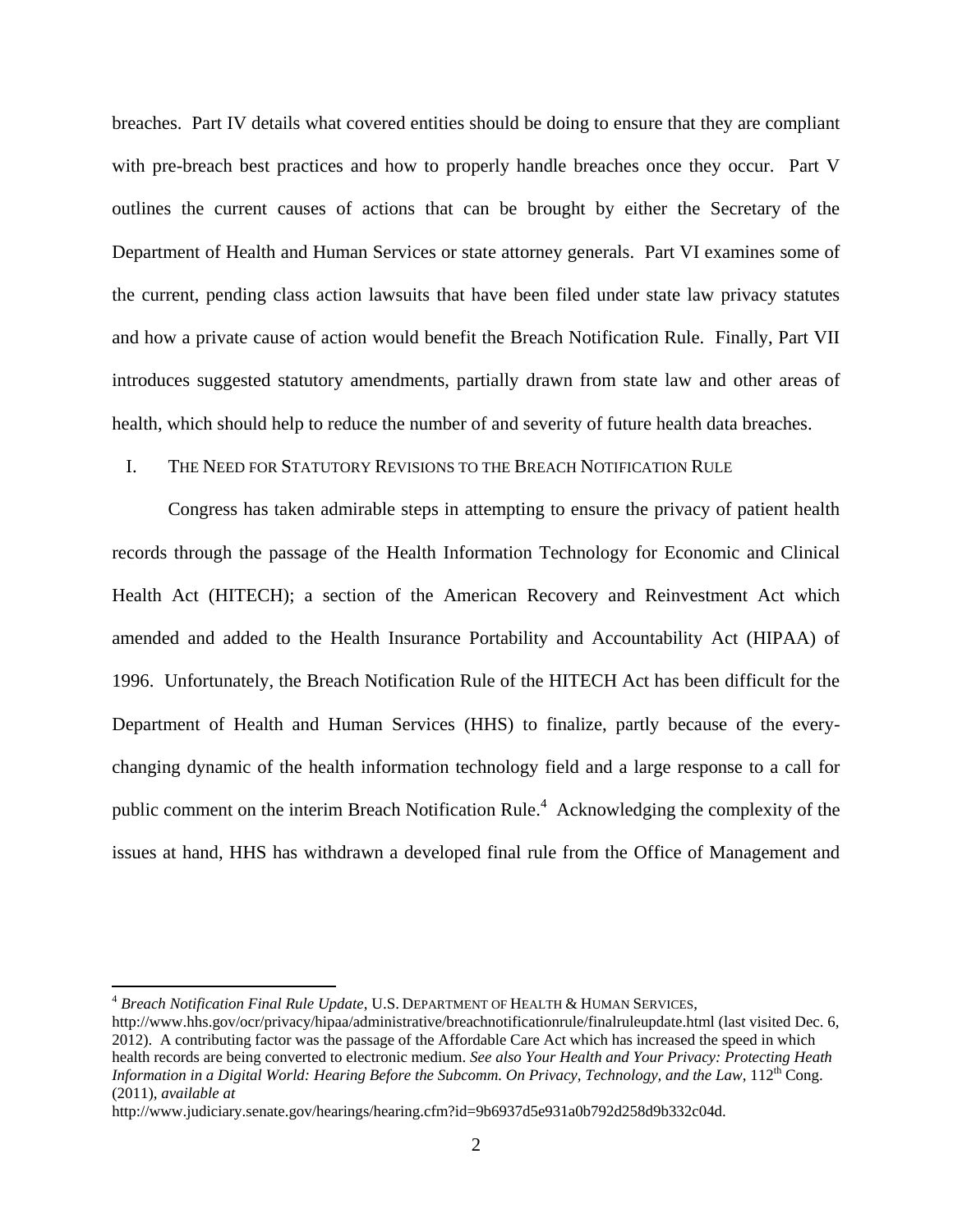breaches. Part IV details what covered entities should be doing to ensure that they are compliant with pre-breach best practices and how to properly handle breaches once they occur. Part V outlines the current causes of actions that can be brought by either the Secretary of the Department of Health and Human Services or state attorney generals. Part VI examines some of the current, pending class action lawsuits that have been filed under state law privacy statutes and how a private cause of action would benefit the Breach Notification Rule. Finally, Part VII introduces suggested statutory amendments, partially drawn from state law and other areas of health, which should help to reduce the number of and severity of future health data breaches.

## I. The Need for Statutory Revisions to the Breach Notification Rule

Congress has taken admirable steps in attempting to ensure the privacy of patient health records through the passage of the Health Information Technology for Economic and Clinical Health Act (HITECH); a section of the American Recovery and Reinvestment Act which amended and added to the Health Insurance Portability and Accountability Act (HIPAA) of 1996. Unfortunately, the Breach Notification Rule of the HITECH Act has been difficult for the Department of Health and Human Services (HHS) to finalize, partly because of the every-changing dynamic of the health information technology field and a large response to a call for public comment on the interim Breach Notification Rule.[4] Acknowledging the complexity of the issues at hand, HHS has withdrawn a developed final rule from the Office of Management and

---

[4] *Breach Notification Final Rule Update*, U.S. Department of Health & Human Services, http://www.hhs.gov/ocr/privacy/hipaa/administrative/breachnotificationrule/finalruleupdate.html (last visited Dec. 6, 2012). A contributing factor was the passage of the Affordable Care Act which has increased the speed in which health records are being converted to electronic medium. *See also Your Health and Your Privacy: Protecting Heath Information in a Digital World: Hearing Before the Subcomm. On Privacy, Technology, and the Law*, 112th Cong. (2011), *available at* http://www.judiciary.senate.gov/hearings/hearing.cfm?id=9b6937d5e931a0b792d258d9b332c04d.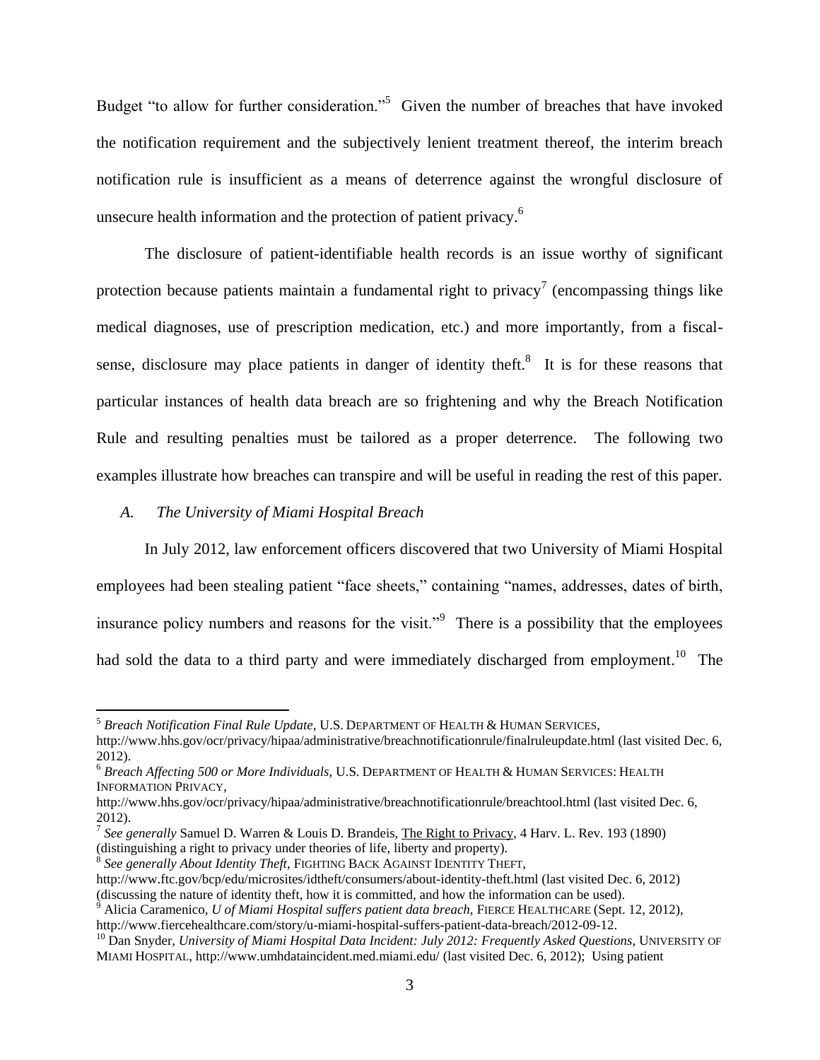Budget "to allow for further consideration."[5] Given the number of breaches that have invoked the notification requirement and the subjectively lenient treatment thereof, the interim breach notification rule is insufficient as a means of deterrence against the wrongful disclosure of unsecure health information and the protection of patient privacy.[6]

The disclosure of patient-identifiable health records is an issue worthy of significant protection because patients maintain a fundamental right to privacy[7] (encompassing things like medical diagnoses, use of prescription medication, etc.) and more importantly, from a fiscal-sense, disclosure may place patients in danger of identity theft.[8] It is for these reasons that particular instances of health data breach are so frightening and why the Breach Notification Rule and resulting penalties must be tailored as a proper deterrence. The following two examples illustrate how breaches can transpire and will be useful in reading the rest of this paper.

### *A. The University of Miami Hospital Breach*

In July 2012, law enforcement officers discovered that two University of Miami Hospital employees had been stealing patient "face sheets," containing "names, addresses, dates of birth, insurance policy numbers and reasons for the visit."[9] There is a possibility that the employees had sold the data to a third party and were immediately discharged from employment.[10] The

---

[5] *Breach Notification Final Rule Update*, U.S. DEPARTMENT OF HEALTH & HUMAN SERVICES, http://www.hhs.gov/ocr/privacy/hipaa/administrative/breachnotificationrule/finalruleupdate.html (last visited Dec. 6, 2012).

[6] *Breach Affecting 500 or More Individuals,* U.S. DEPARTMENT OF HEALTH & HUMAN SERVICES: HEALTH INFORMATION PRIVACY, http://www.hhs.gov/ocr/privacy/hipaa/administrative/breachnotificationrule/breachtool.html (last visited Dec. 6, 2012).

[7] *See generally* Samuel D. Warren & Louis D. Brandeis, The Right to Privacy, 4 Harv. L. Rev. 193 (1890) (distinguishing a right to privacy under theories of life, liberty and property).

[8] *See generally About Identity Theft*, FIGHTING BACK AGAINST IDENTITY THEFT, http://www.ftc.gov/bcp/edu/microsites/idtheft/consumers/about-identity-theft.html (last visited Dec. 6, 2012) (discussing the nature of identity theft, how it is committed, and how the information can be used).

[9] Alicia Caramenico, *U of Miami Hospital suffers patient data breach*, FIERCE HEALTHCARE (Sept. 12, 2012), http://www.fiercehealthcare.com/story/u-miami-hospital-suffers-patient-data-breach/2012-09-12.

[10] Dan Snyder, *University of Miami Hospital Data Incident: July 2012: Frequently Asked Questions*, UNIVERSITY OF MIAMI HOSPITAL, http://www.umhdataincident.med.miami.edu/ (last visited Dec. 6, 2012); Using patient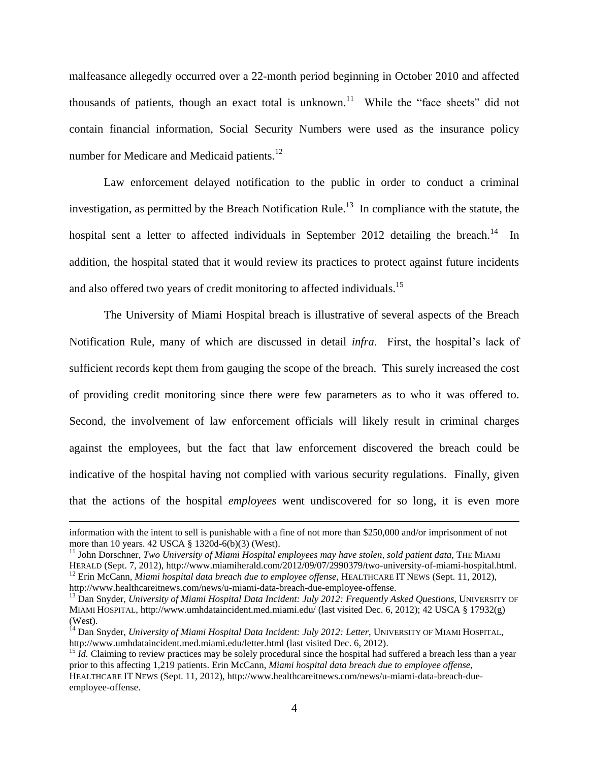malfeasance allegedly occurred over a 22-month period beginning in October 2010 and affected thousands of patients, though an exact total is unknown.[11] While the "face sheets" did not contain financial information, Social Security Numbers were used as the insurance policy number for Medicare and Medicaid patients.[12]

Law enforcement delayed notification to the public in order to conduct a criminal investigation, as permitted by the Breach Notification Rule.[13] In compliance with the statute, the hospital sent a letter to affected individuals in September 2012 detailing the breach.[14] In addition, the hospital stated that it would review its practices to protect against future incidents and also offered two years of credit monitoring to affected individuals.[15]

The University of Miami Hospital breach is illustrative of several aspects of the Breach Notification Rule, many of which are discussed in detail *infra*. First, the hospital's lack of sufficient records kept them from gauging the scope of the breach. This surely increased the cost of providing credit monitoring since there were few parameters as to who it was offered to. Second, the involvement of law enforcement officials will likely result in criminal charges against the employees, but the fact that law enforcement discovered the breach could be indicative of the hospital having not complied with various security regulations. Finally, given that the actions of the hospital *employees* went undiscovered for so long, it is even more

---

information with the intent to sell is punishable with a fine of not more than $250,000 and/or imprisonment of not more than 10 years. 42 USCA § 1320d-6(b)(3) (West).

[11] John Dorschner, *Two University of Miami Hospital employees may have stolen, sold patient data*, THE MIAMI HERALD (Sept. 7, 2012), http://www.miamiherald.com/2012/09/07/2990379/two-university-of-miami-hospital.html.

[12] Erin McCann, *Miami hospital data breach due to employee offense*, HEALTHCARE IT NEWS (Sept. 11, 2012), http://www.healthcareitnews.com/news/u-miami-data-breach-due-employee-offense.

[13] Dan Snyder, *University of Miami Hospital Data Incident: July 2012: Frequently Asked Questions*, UNIVERSITY OF MIAMI HOSPITAL, http://www.umhdataincident.med.miami.edu/ (last visited Dec. 6, 2012); 42 USCA § 17932(g) (West).

[14] Dan Snyder, *University of Miami Hospital Data Incident: July 2012: Letter*, UNIVERSITY OF MIAMI HOSPITAL, http://www.umhdataincident.med.miami.edu/letter.html (last visited Dec. 6, 2012).

[15] *Id.* Claiming to review practices may be solely procedural since the hospital had suffered a breach less than a year prior to this affecting 1,219 patients. Erin McCann, *Miami hospital data breach due to employee offense*, HEALTHCARE IT NEWS (Sept. 11, 2012), http://www.healthcareitnews.com/news/u-miami-data-breach-due-employee-offense.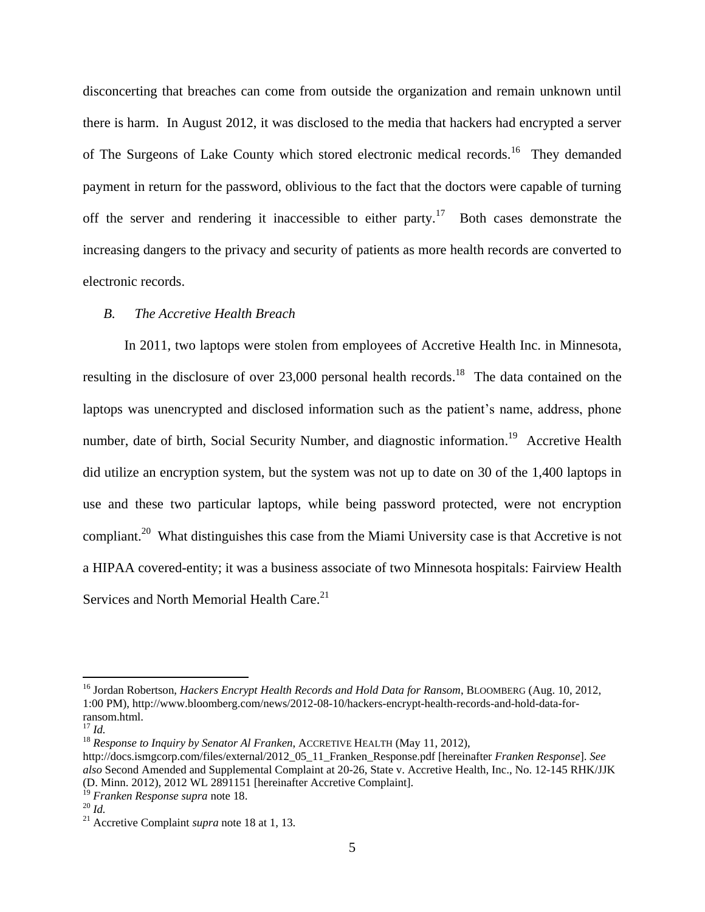disconcerting that breaches can come from outside the organization and remain unknown until there is harm. In August 2012, it was disclosed to the media that hackers had encrypted a server of The Surgeons of Lake County which stored electronic medical records.[16] They demanded payment in return for the password, oblivious to the fact that the doctors were capable of turning off the server and rendering it inaccessible to either party.[17] Both cases demonstrate the increasing dangers to the privacy and security of patients as more health records are converted to electronic records.

### *B. The Accretive Health Breach*

In 2011, two laptops were stolen from employees of Accretive Health Inc. in Minnesota, resulting in the disclosure of over 23,000 personal health records.[18] The data contained on the laptops was unencrypted and disclosed information such as the patient's name, address, phone number, date of birth, Social Security Number, and diagnostic information.[19] Accretive Health did utilize an encryption system, but the system was not up to date on 30 of the 1,400 laptops in use and these two particular laptops, while being password protected, were not encryption compliant.[20] What distinguishes this case from the Miami University case is that Accretive is not a HIPAA covered-entity; it was a business associate of two Minnesota hospitals: Fairview Health Services and North Memorial Health Care.[21]

---

[16] Jordan Robertson, *Hackers Encrypt Health Records and Hold Data for Ransom*, BLOOMBERG (Aug. 10, 2012, 1:00 PM), http://www.bloomberg.com/news/2012-08-10/hackers-encrypt-health-records-and-hold-data-for-ransom.html.

[17] *Id.*

[18] *Response to Inquiry by Senator Al Franken*, ACCRETIVE HEALTH (May 11, 2012), http://docs.ismgcorp.com/files/external/2012_05_11_Franken_Response.pdf [hereinafter *Franken Response*]. *See also* Second Amended and Supplemental Complaint at 20-26, State v. Accretive Health, Inc., No. 12-145 RHK/JJK (D. Minn. 2012), 2012 WL 2891151 [hereinafter Accretive Complaint].

[19] *Franken Response supra* note 18.

[20] *Id.*

[21] Accretive Complaint *supra* note 18 at 1, 13.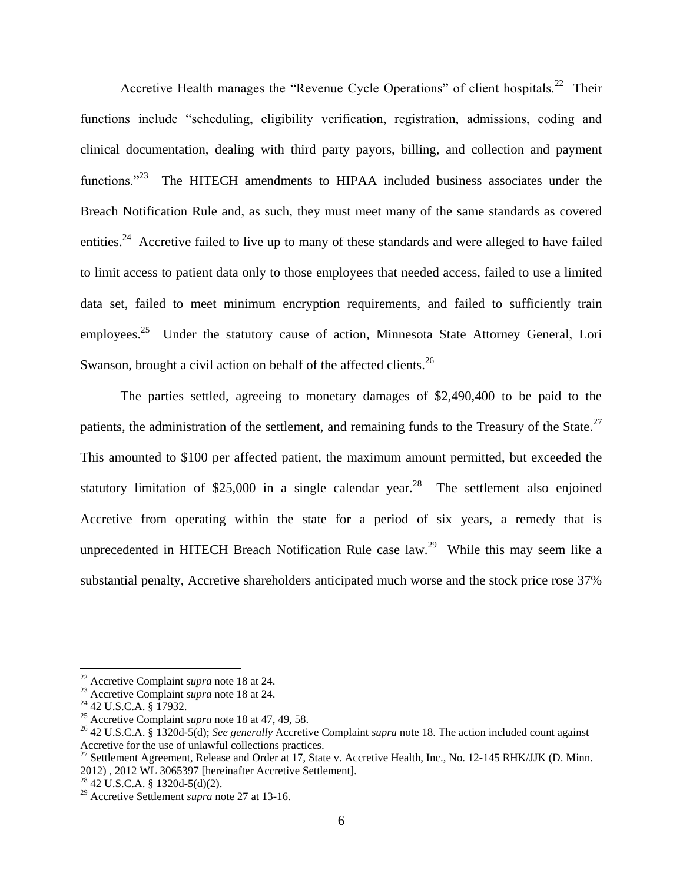Accretive Health manages the "Revenue Cycle Operations" of client hospitals.[22] Their functions include "scheduling, eligibility verification, registration, admissions, coding and clinical documentation, dealing with third party payors, billing, and collection and payment functions."[23] The HITECH amendments to HIPAA included business associates under the Breach Notification Rule and, as such, they must meet many of the same standards as covered entities.[24] Accretive failed to live up to many of these standards and were alleged to have failed to limit access to patient data only to those employees that needed access, failed to use a limited data set, failed to meet minimum encryption requirements, and failed to sufficiently train employees.[25] Under the statutory cause of action, Minnesota State Attorney General, Lori Swanson, brought a civil action on behalf of the affected clients.[26]

The parties settled, agreeing to monetary damages of $2,490,400 to be paid to the patients, the administration of the settlement, and remaining funds to the Treasury of the State.[27] This amounted to $100 per affected patient, the maximum amount permitted, but exceeded the statutory limitation of $25,000 in a single calendar year.[28] The settlement also enjoined Accretive from operating within the state for a period of six years, a remedy that is unprecedented in HITECH Breach Notification Rule case law.[29] While this may seem like a substantial penalty, Accretive shareholders anticipated much worse and the stock price rose 37%

---

[22] Accretive Complaint *supra* note 18 at 24.
[23] Accretive Complaint *supra* note 18 at 24.
[24] 42 U.S.C.A. § 17932.
[25] Accretive Complaint *supra* note 18 at 47, 49, 58.
[26] 42 U.S.C.A. § 1320d-5(d); *See generally* Accretive Complaint *supra* note 18. The action included count against Accretive for the use of unlawful collections practices.
[27] Settlement Agreement, Release and Order at 17, State v. Accretive Health, Inc., No. 12-145 RHK/JJK (D. Minn. 2012) , 2012 WL 3065397 [hereinafter Accretive Settlement].
[28] 42 U.S.C.A. § 1320d-5(d)(2).
[29] Accretive Settlement *supra* note 27 at 13-16.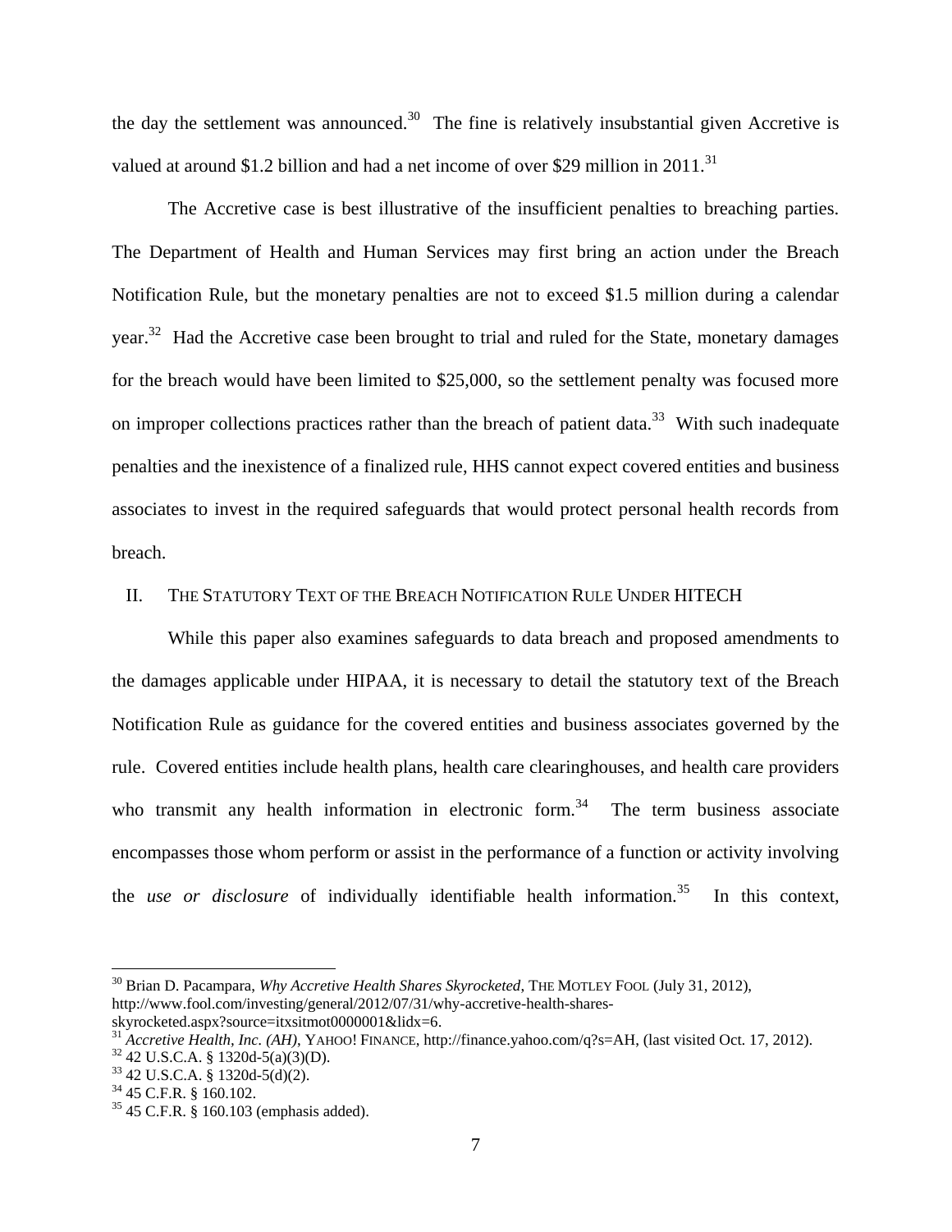the day the settlement was announced.[30] The fine is relatively insubstantial given Accretive is valued at around $1.2 billion and had a net income of over $29 million in 2011.[31]

The Accretive case is best illustrative of the insufficient penalties to breaching parties. The Department of Health and Human Services may first bring an action under the Breach Notification Rule, but the monetary penalties are not to exceed $1.5 million during a calendar year.[32] Had the Accretive case been brought to trial and ruled for the State, monetary damages for the breach would have been limited to $25,000, so the settlement penalty was focused more on improper collections practices rather than the breach of patient data.[33] With such inadequate penalties and the inexistence of a finalized rule, HHS cannot expect covered entities and business associates to invest in the required safeguards that would protect personal health records from breach.

## II. The Statutory Text of the Breach Notification Rule Under HITECH

While this paper also examines safeguards to data breach and proposed amendments to the damages applicable under HIPAA, it is necessary to detail the statutory text of the Breach Notification Rule as guidance for the covered entities and business associates governed by the rule. Covered entities include health plans, health care clearinghouses, and health care providers who transmit any health information in electronic form.[34] The term business associate encompasses those whom perform or assist in the performance of a function or activity involving the *use or disclosure* of individually identifiable health information.[35] In this context,

---

[30] Brian D. Pacampara, *Why Accretive Health Shares Skyrocketed*, The Motley Fool (July 31, 2012), http://www.fool.com/investing/general/2012/07/31/why-accretive-health-shares-skyrocketed.aspx?source=itxsitmot0000001&lidx=6.

[31] *Accretive Health, Inc. (AH)*, Yahoo! Finance, http://finance.yahoo.com/q?s=AH, (last visited Oct. 17, 2012).

[32] 42 U.S.C.A. § 1320d-5(a)(3)(D).

[33] 42 U.S.C.A. § 1320d-5(d)(2).

[34] 45 C.F.R. § 160.102.

[35] 45 C.F.R. § 160.103 (emphasis added).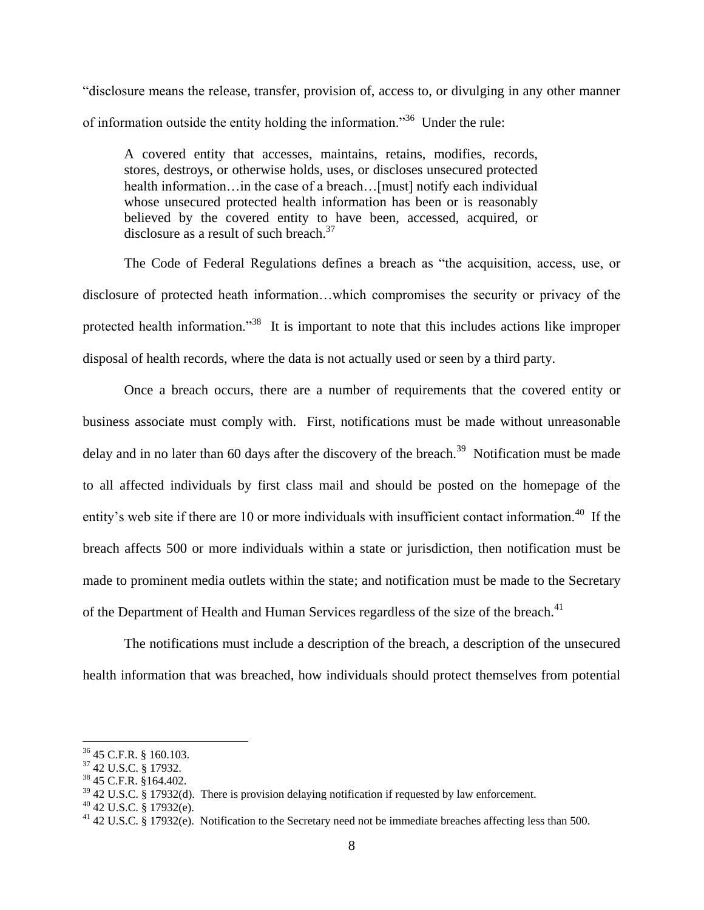"disclosure means the release, transfer, provision of, access to, or divulging in any other manner of information outside the entity holding the information."[36] Under the rule:

> A covered entity that accesses, maintains, retains, modifies, records, stores, destroys, or otherwise holds, uses, or discloses unsecured protected health information…in the case of a breach…[must] notify each individual whose unsecured protected health information has been or is reasonably believed by the covered entity to have been, accessed, acquired, or disclosure as a result of such breach.[37]

The Code of Federal Regulations defines a breach as "the acquisition, access, use, or disclosure of protected heath information…which compromises the security or privacy of the protected health information."[38] It is important to note that this includes actions like improper disposal of health records, where the data is not actually used or seen by a third party.

Once a breach occurs, there are a number of requirements that the covered entity or business associate must comply with. First, notifications must be made without unreasonable delay and in no later than 60 days after the discovery of the breach.[39] Notification must be made to all affected individuals by first class mail and should be posted on the homepage of the entity's web site if there are 10 or more individuals with insufficient contact information.[40] If the breach affects 500 or more individuals within a state or jurisdiction, then notification must be made to prominent media outlets within the state; and notification must be made to the Secretary of the Department of Health and Human Services regardless of the size of the breach.[41]

The notifications must include a description of the breach, a description of the unsecured health information that was breached, how individuals should protect themselves from potential

---

[36] 45 C.F.R. § 160.103.

[37] 42 U.S.C. § 17932.

[38] 45 C.F.R. §164.402.

[39] 42 U.S.C. § 17932(d). There is provision delaying notification if requested by law enforcement.

[40] 42 U.S.C. § 17932(e).

[41] 42 U.S.C. § 17932(e). Notification to the Secretary need not be immediate breaches affecting less than 500.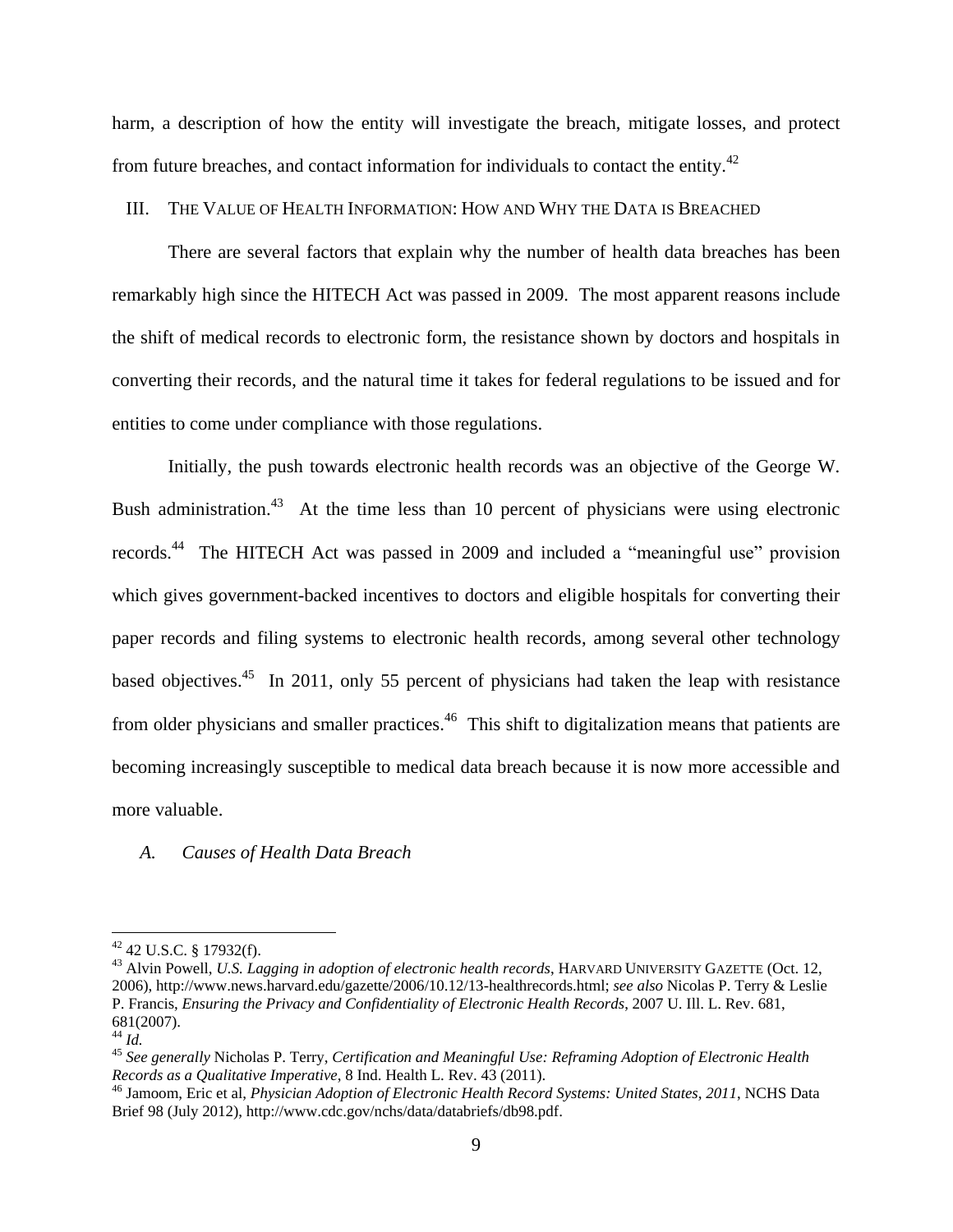harm, a description of how the entity will investigate the breach, mitigate losses, and protect from future breaches, and contact information for individuals to contact the entity.[42]

## III. THE VALUE OF HEALTH INFORMATION: HOW AND WHY THE DATA IS BREACHED

There are several factors that explain why the number of health data breaches has been remarkably high since the HITECH Act was passed in 2009. The most apparent reasons include the shift of medical records to electronic form, the resistance shown by doctors and hospitals in converting their records, and the natural time it takes for federal regulations to be issued and for entities to come under compliance with those regulations.

Initially, the push towards electronic health records was an objective of the George W. Bush administration.[43] At the time less than 10 percent of physicians were using electronic records.[44] The HITECH Act was passed in 2009 and included a "meaningful use" provision which gives government-backed incentives to doctors and eligible hospitals for converting their paper records and filing systems to electronic health records, among several other technology based objectives.[45] In 2011, only 55 percent of physicians had taken the leap with resistance from older physicians and smaller practices.[46] This shift to digitalization means that patients are becoming increasingly susceptible to medical data breach because it is now more accessible and more valuable.

### *A. Causes of Health Data Breach*

---

[42] 42 U.S.C. § 17932(f).

[43] Alvin Powell, *U.S. Lagging in adoption of electronic health records*, HARVARD UNIVERSITY GAZETTE (Oct. 12, 2006), http://www.news.harvard.edu/gazette/2006/10.12/13-healthrecords.html; *see also* Nicolas P. Terry & Leslie P. Francis, *Ensuring the Privacy and Confidentiality of Electronic Health Records*, 2007 U. Ill. L. Rev. 681, 681(2007).

[44] *Id.*

[45] *See generally* Nicholas P. Terry, *Certification and Meaningful Use: Reframing Adoption of Electronic Health Records as a Qualitative Imperative*, 8 Ind. Health L. Rev. 43 (2011).

[46] Jamoom, Eric et al, *Physician Adoption of Electronic Health Record Systems: United States, 2011*, NCHS Data Brief 98 (July 2012), http://www.cdc.gov/nchs/data/databriefs/db98.pdf.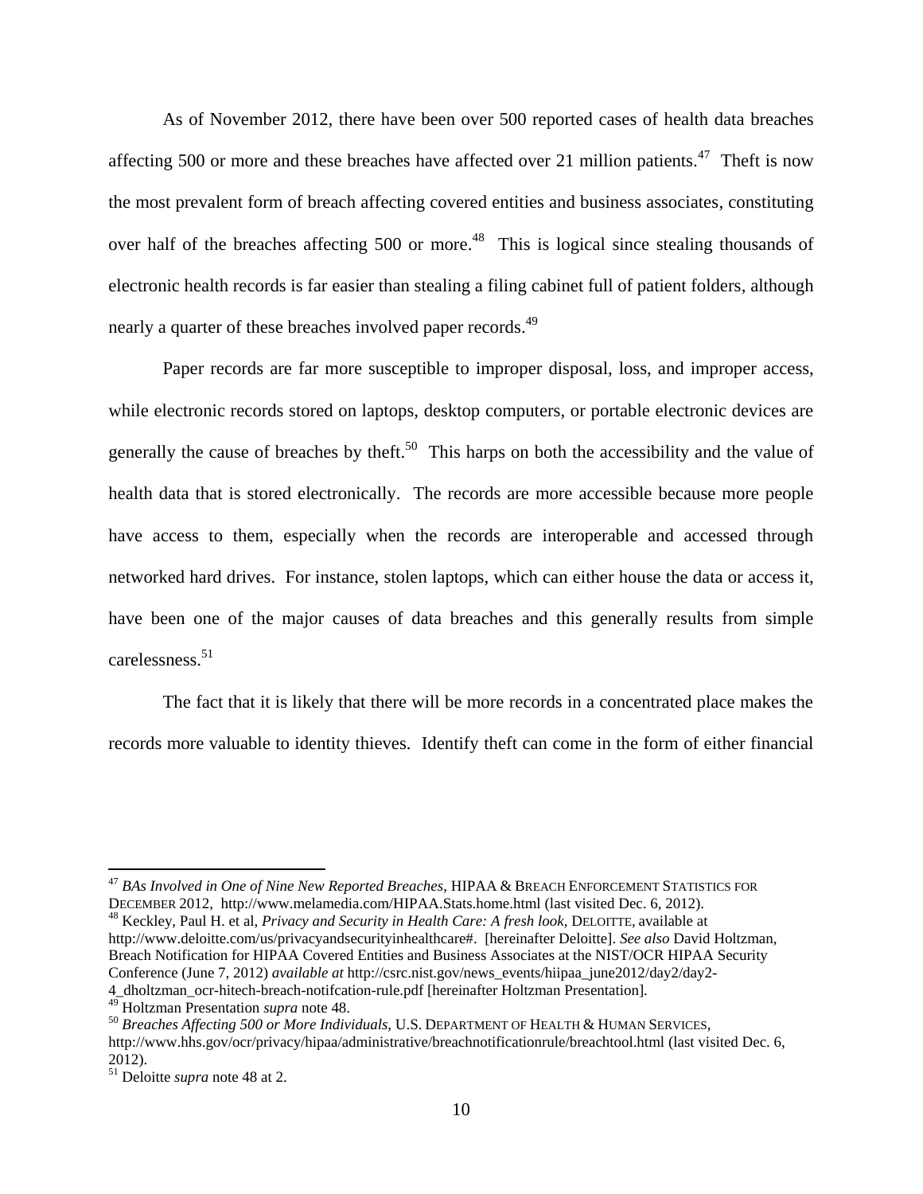As of November 2012, there have been over 500 reported cases of health data breaches affecting 500 or more and these breaches have affected over 21 million patients.[47] Theft is now the most prevalent form of breach affecting covered entities and business associates, constituting over half of the breaches affecting 500 or more.[48] This is logical since stealing thousands of electronic health records is far easier than stealing a filing cabinet full of patient folders, although nearly a quarter of these breaches involved paper records.[49]

Paper records are far more susceptible to improper disposal, loss, and improper access, while electronic records stored on laptops, desktop computers, or portable electronic devices are generally the cause of breaches by theft.[50] This harps on both the accessibility and the value of health data that is stored electronically. The records are more accessible because more people have access to them, especially when the records are interoperable and accessed through networked hard drives. For instance, stolen laptops, which can either house the data or access it, have been one of the major causes of data breaches and this generally results from simple carelessness.[51]

The fact that it is likely that there will be more records in a concentrated place makes the records more valuable to identity thieves. Identify theft can come in the form of either financial

---

[47] *BAs Involved in One of Nine New Reported Breaches*, HIPAA & BREACH ENFORCEMENT STATISTICS FOR DECEMBER 2012, http://www.melamedia.com/HIPAA.Stats.home.html (last visited Dec. 6, 2012).

[48] Keckley, Paul H. et al, *Privacy and Security in Health Care: A fresh look*, DELOITTE, available at http://www.deloitte.com/us/privacyandsecurityinhealthcare#. [hereinafter Deloitte]. *See also* David Holtzman, Breach Notification for HIPAA Covered Entities and Business Associates at the NIST/OCR HIPAA Security Conference (June 7, 2012) *available at* http://csrc.nist.gov/news_events/hiipaa_june2012/day2/day2-4_dholtzman_ocr-hitech-breach-notifcation-rule.pdf [hereinafter Holtzman Presentation].

[49] Holtzman Presentation *supra* note 48.

[50] *Breaches Affecting 500 or More Individuals*, U.S. DEPARTMENT OF HEALTH & HUMAN SERVICES, http://www.hhs.gov/ocr/privacy/hipaa/administrative/breachnotificationrule/breachtool.html (last visited Dec. 6, 2012).

[51] Deloitte *supra* note 48 at 2.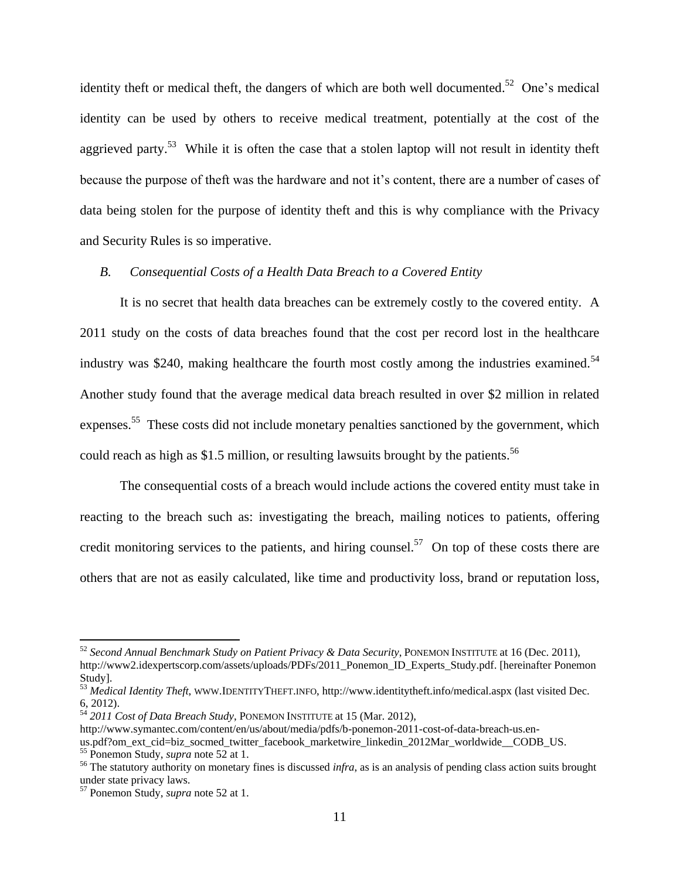identity theft or medical theft, the dangers of which are both well documented.[52] One's medical identity can be used by others to receive medical treatment, potentially at the cost of the aggrieved party.[53] While it is often the case that a stolen laptop will not result in identity theft because the purpose of theft was the hardware and not it's content, there are a number of cases of data being stolen for the purpose of identity theft and this is why compliance with the Privacy and Security Rules is so imperative.

### *B. Consequential Costs of a Health Data Breach to a Covered Entity*

It is no secret that health data breaches can be extremely costly to the covered entity. A 2011 study on the costs of data breaches found that the cost per record lost in the healthcare industry was $240, making healthcare the fourth most costly among the industries examined.[54] Another study found that the average medical data breach resulted in over $2 million in related expenses.[55] These costs did not include monetary penalties sanctioned by the government, which could reach as high as $1.5 million, or resulting lawsuits brought by the patients.[56]

The consequential costs of a breach would include actions the covered entity must take in reacting to the breach such as: investigating the breach, mailing notices to patients, offering credit monitoring services to the patients, and hiring counsel.[57] On top of these costs there are others that are not as easily calculated, like time and productivity loss, brand or reputation loss,

---

[52] *Second Annual Benchmark Study on Patient Privacy & Data Security*, PONEMON INSTITUTE at 16 (Dec. 2011), http://www2.idexpertscorp.com/assets/uploads/PDFs/2011_Ponemon_ID_Experts_Study.pdf. [hereinafter Ponemon Study].

[53] *Medical Identity Theft*, WWW.IDENTITYTHEFT.INFO, http://www.identitytheft.info/medical.aspx (last visited Dec. 6, 2012).

[54] *2011 Cost of Data Breach Study*, PONEMON INSTITUTE at 15 (Mar. 2012), http://www.symantec.com/content/en/us/about/media/pdfs/b-ponemon-2011-cost-of-data-breach-us.en-us.pdf?om_ext_cid=biz_socmed_twitter_facebook_marketwire_linkedin_2012Mar_worldwide__CODB_US.

[55] Ponemon Study, *supra* note 52 at 1.

[56] The statutory authority on monetary fines is discussed *infra*, as is an analysis of pending class action suits brought under state privacy laws.

[57] Ponemon Study, *supra* note 52 at 1.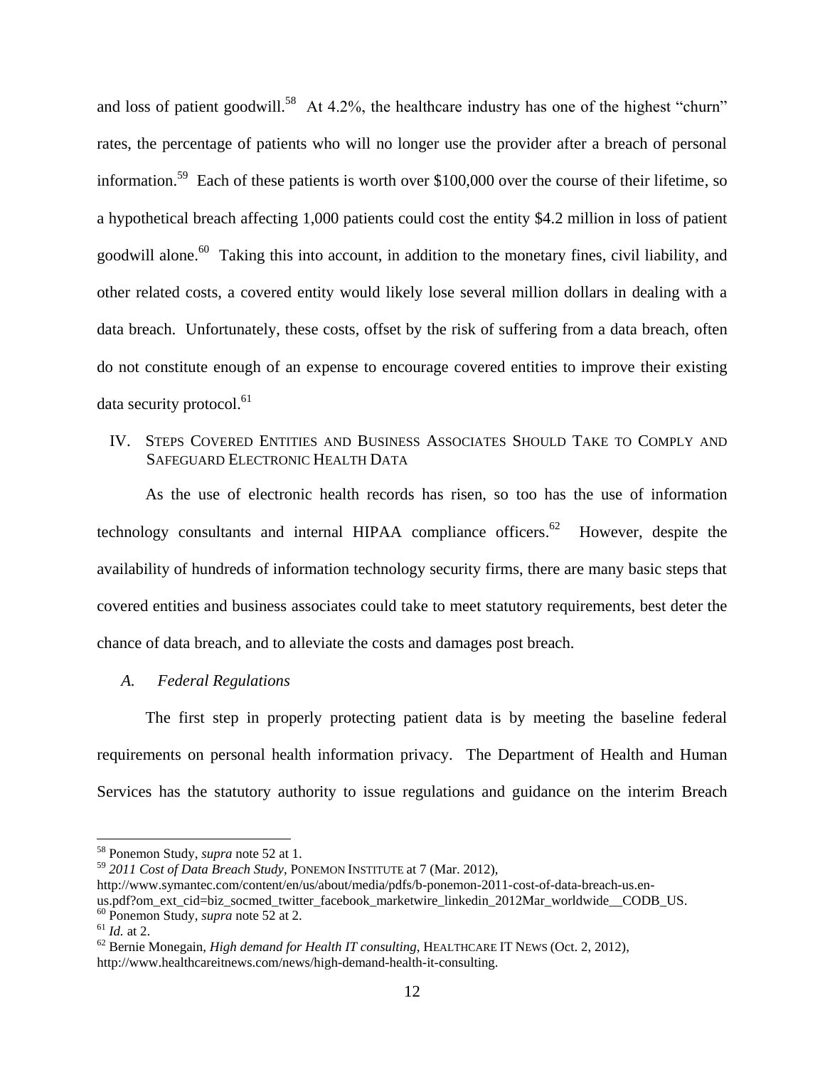and loss of patient goodwill.[58] At 4.2%, the healthcare industry has one of the highest "churn" rates, the percentage of patients who will no longer use the provider after a breach of personal information.[59] Each of these patients is worth over $100,000 over the course of their lifetime, so a hypothetical breach affecting 1,000 patients could cost the entity $4.2 million in loss of patient goodwill alone.[60] Taking this into account, in addition to the monetary fines, civil liability, and other related costs, a covered entity would likely lose several million dollars in dealing with a data breach. Unfortunately, these costs, offset by the risk of suffering from a data breach, often do not constitute enough of an expense to encourage covered entities to improve their existing data security protocol.[61]

## IV. Steps Covered Entities and Business Associates Should Take to Comply and Safeguard Electronic Health Data

As the use of electronic health records has risen, so too has the use of information technology consultants and internal HIPAA compliance officers.[62] However, despite the availability of hundreds of information technology security firms, there are many basic steps that covered entities and business associates could take to meet statutory requirements, best deter the chance of data breach, and to alleviate the costs and damages post breach.

### *A. Federal Regulations*

The first step in properly protecting patient data is by meeting the baseline federal requirements on personal health information privacy. The Department of Health and Human Services has the statutory authority to issue regulations and guidance on the interim Breach

---

[58] Ponemon Study, *supra* note 52 at 1.

[59] *2011 Cost of Data Breach Study*, Ponemon Institute at 7 (Mar. 2012), http://www.symantec.com/content/en/us/about/media/pdfs/b-ponemon-2011-cost-of-data-breach-us.en-us.pdf?om_ext_cid=biz_socmed_twitter_facebook_marketwire_linkedin_2012Mar_worldwide__CODB_US.

[60] Ponemon Study, *supra* note 52 at 2.

[61] *Id.* at 2.

[62] Bernie Monegain, *High demand for Health IT consulting*, Healthcare IT News (Oct. 2, 2012), http://www.healthcareitnews.com/news/high-demand-health-it-consulting.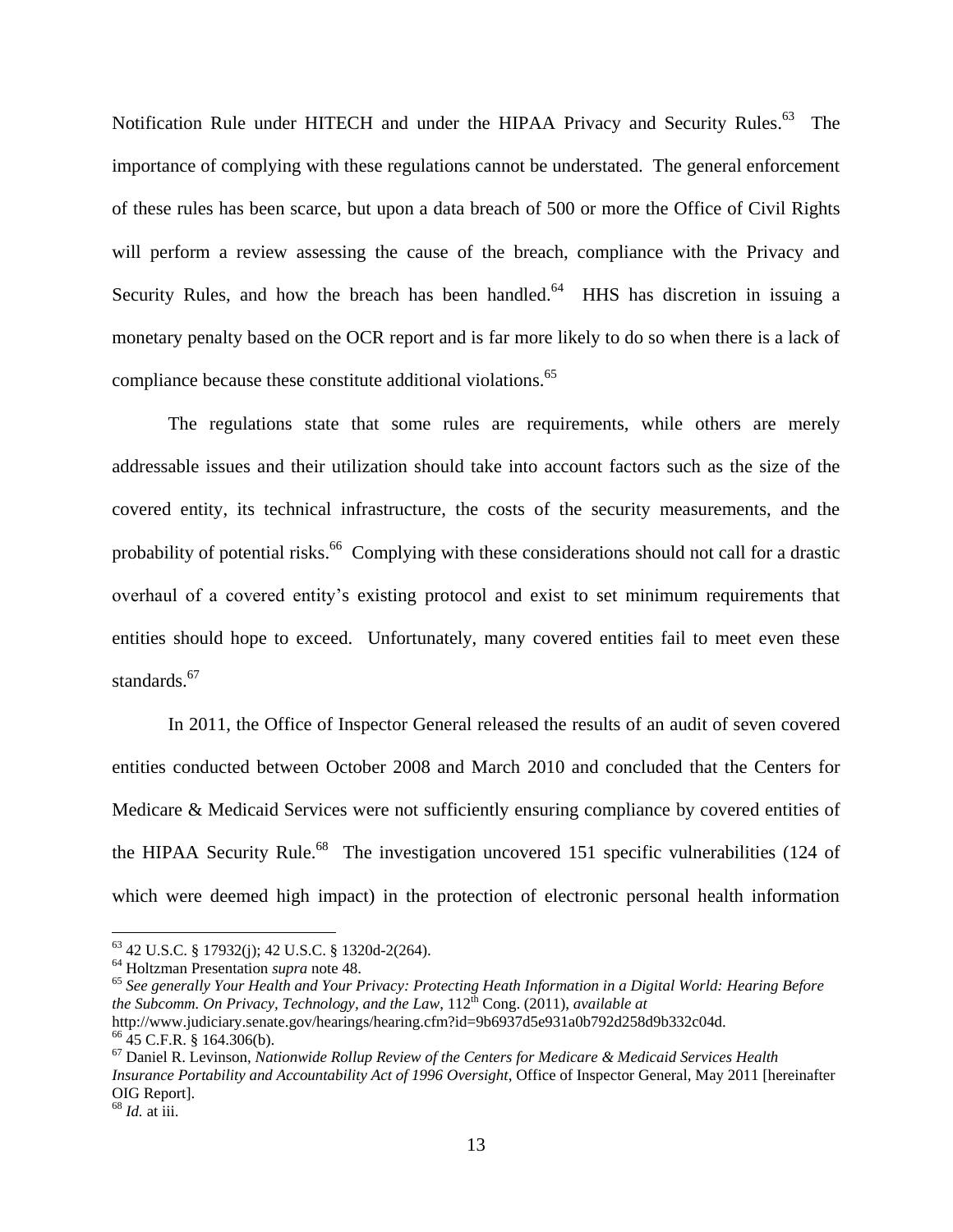Notification Rule under HITECH and under the HIPAA Privacy and Security Rules.[63] The importance of complying with these regulations cannot be understated. The general enforcement of these rules has been scarce, but upon a data breach of 500 or more the Office of Civil Rights will perform a review assessing the cause of the breach, compliance with the Privacy and Security Rules, and how the breach has been handled.[64] HHS has discretion in issuing a monetary penalty based on the OCR report and is far more likely to do so when there is a lack of compliance because these constitute additional violations.[65]

The regulations state that some rules are requirements, while others are merely addressable issues and their utilization should take into account factors such as the size of the covered entity, its technical infrastructure, the costs of the security measurements, and the probability of potential risks.[66] Complying with these considerations should not call for a drastic overhaul of a covered entity's existing protocol and exist to set minimum requirements that entities should hope to exceed. Unfortunately, many covered entities fail to meet even these standards.[67]

In 2011, the Office of Inspector General released the results of an audit of seven covered entities conducted between October 2008 and March 2010 and concluded that the Centers for Medicare & Medicaid Services were not sufficiently ensuring compliance by covered entities of the HIPAA Security Rule.[68] The investigation uncovered 151 specific vulnerabilities (124 of which were deemed high impact) in the protection of electronic personal health information

---

[63] 42 U.S.C. § 17932(j); 42 U.S.C. § 1320d-2(264).

[64] Holtzman Presentation *supra* note 48.

[65] *See generally Your Health and Your Privacy: Protecting Heath Information in a Digital World: Hearing Before the Subcomm. On Privacy, Technology, and the Law*, 112th Cong. (2011), *available at* http://www.judiciary.senate.gov/hearings/hearing.cfm?id=9b6937d5e931a0b792d258d9b332c04d.

[66] 45 C.F.R. § 164.306(b).

[67] Daniel R. Levinson, *Nationwide Rollup Review of the Centers for Medicare & Medicaid Services Health Insurance Portability and Accountability Act of 1996 Oversight*, Office of Inspector General, May 2011 [hereinafter OIG Report].

[68] *Id.* at iii.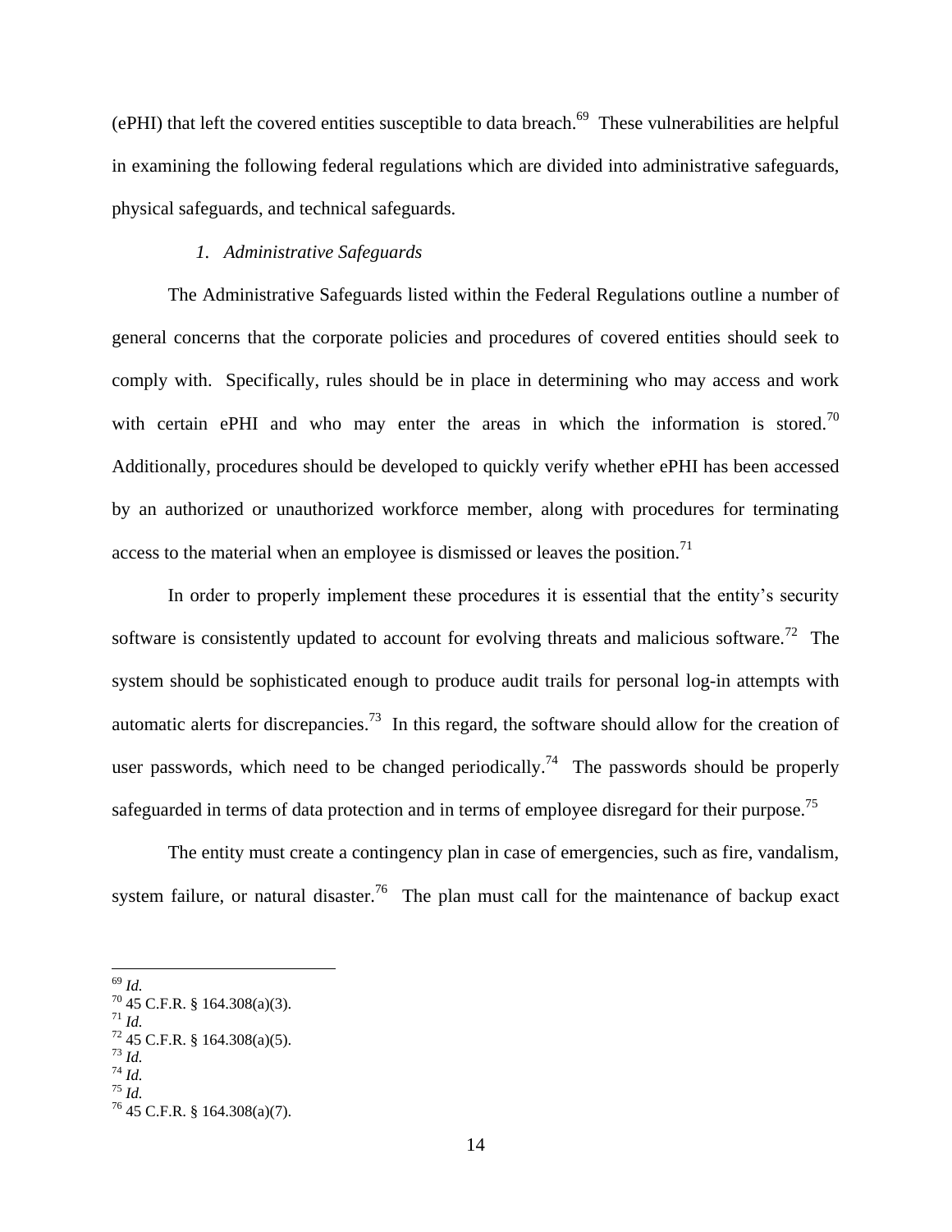(ePHI) that left the covered entities susceptible to data breach.[69] These vulnerabilities are helpful in examining the following federal regulations which are divided into administrative safeguards, physical safeguards, and technical safeguards.

### *1. Administrative Safeguards*

The Administrative Safeguards listed within the Federal Regulations outline a number of general concerns that the corporate policies and procedures of covered entities should seek to comply with. Specifically, rules should be in place in determining who may access and work with certain ePHI and who may enter the areas in which the information is stored.[70] Additionally, procedures should be developed to quickly verify whether ePHI has been accessed by an authorized or unauthorized workforce member, along with procedures for terminating access to the material when an employee is dismissed or leaves the position.[71]

In order to properly implement these procedures it is essential that the entity's security software is consistently updated to account for evolving threats and malicious software.[72] The system should be sophisticated enough to produce audit trails for personal log-in attempts with automatic alerts for discrepancies.[73] In this regard, the software should allow for the creation of user passwords, which need to be changed periodically.[74] The passwords should be properly safeguarded in terms of data protection and in terms of employee disregard for their purpose.[75]

The entity must create a contingency plan in case of emergencies, such as fire, vandalism, system failure, or natural disaster.[76] The plan must call for the maintenance of backup exact

---

[69] *Id.*
[70] 45 C.F.R. § 164.308(a)(3).
[71] *Id.*
[72] 45 C.F.R. § 164.308(a)(5).
[73] *Id.*
[74] *Id.*
[75] *Id.*
[76] 45 C.F.R. § 164.308(a)(7).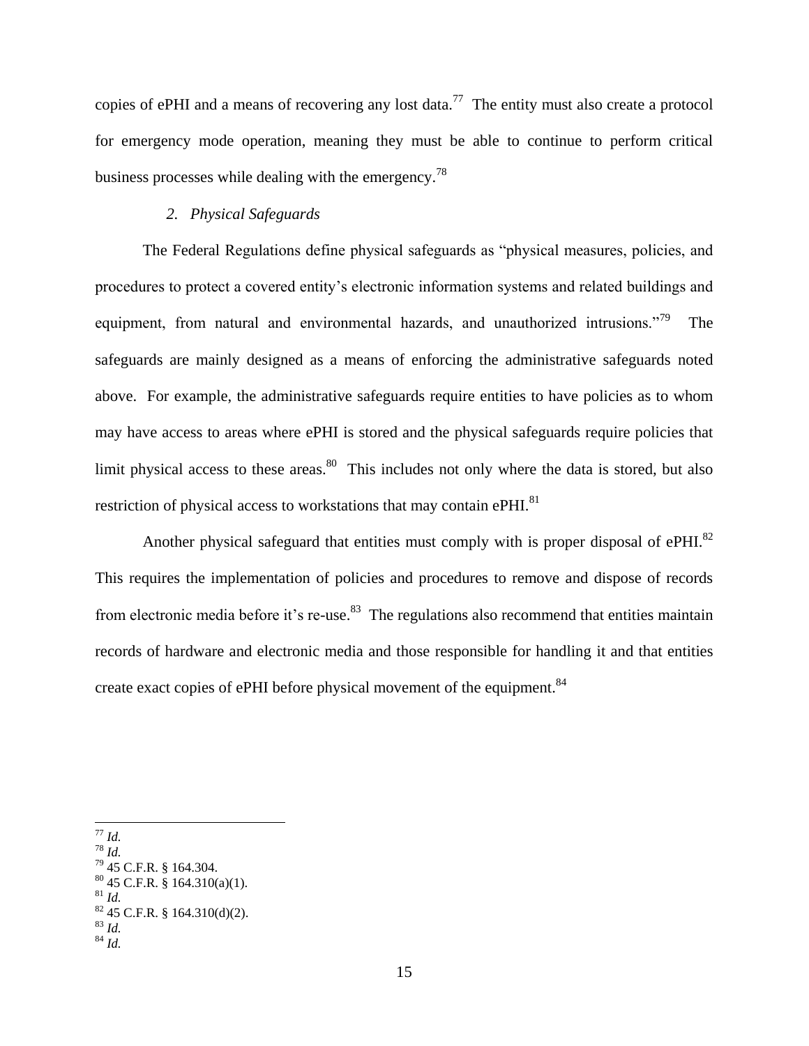copies of ePHI and a means of recovering any lost data.[77] The entity must also create a protocol for emergency mode operation, meaning they must be able to continue to perform critical business processes while dealing with the emergency.[78]

### *2. Physical Safeguards*

The Federal Regulations define physical safeguards as "physical measures, policies, and procedures to protect a covered entity's electronic information systems and related buildings and equipment, from natural and environmental hazards, and unauthorized intrusions."[79] The safeguards are mainly designed as a means of enforcing the administrative safeguards noted above. For example, the administrative safeguards require entities to have policies as to whom may have access to areas where ePHI is stored and the physical safeguards require policies that limit physical access to these areas.[80] This includes not only where the data is stored, but also restriction of physical access to workstations that may contain ePHI.[81]

Another physical safeguard that entities must comply with is proper disposal of ePHI.[82] This requires the implementation of policies and procedures to remove and dispose of records from electronic media before it's re-use.[83] The regulations also recommend that entities maintain records of hardware and electronic media and those responsible for handling it and that entities create exact copies of ePHI before physical movement of the equipment.[84]

---

[77] *Id.*
[78] *Id.*
[79] 45 C.F.R. § 164.304.
[80] 45 C.F.R. § 164.310(a)(1).
[81] *Id.*
[82] 45 C.F.R. § 164.310(d)(2).
[83] *Id.*
[84] *Id.*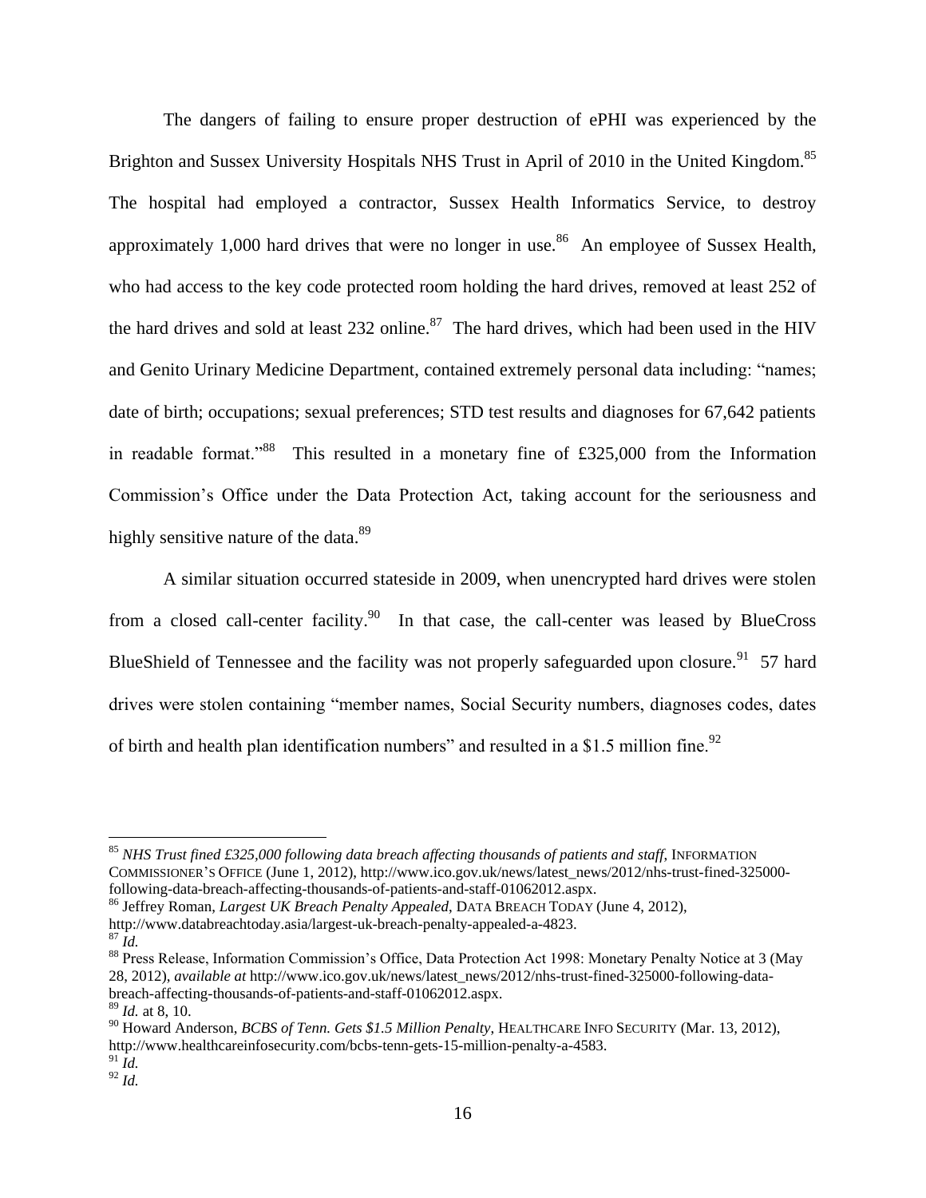The dangers of failing to ensure proper destruction of ePHI was experienced by the Brighton and Sussex University Hospitals NHS Trust in April of 2010 in the United Kingdom.[85] The hospital had employed a contractor, Sussex Health Informatics Service, to destroy approximately 1,000 hard drives that were no longer in use.[86] An employee of Sussex Health, who had access to the key code protected room holding the hard drives, removed at least 252 of the hard drives and sold at least 232 online.[87] The hard drives, which had been used in the HIV and Genito Urinary Medicine Department, contained extremely personal data including: "names; date of birth; occupations; sexual preferences; STD test results and diagnoses for 67,642 patients in readable format."[88] This resulted in a monetary fine of £325,000 from the Information Commission's Office under the Data Protection Act, taking account for the seriousness and highly sensitive nature of the data.[89]

A similar situation occurred stateside in 2009, when unencrypted hard drives were stolen from a closed call-center facility.[90] In that case, the call-center was leased by BlueCross BlueShield of Tennessee and the facility was not properly safeguarded upon closure.[91] 57 hard drives were stolen containing "member names, Social Security numbers, diagnoses codes, dates of birth and health plan identification numbers" and resulted in a $1.5 million fine.[92]

---

[85] *NHS Trust fined £325,000 following data breach affecting thousands of patients and staff*, INFORMATION COMMISSIONER'S OFFICE (June 1, 2012), http://www.ico.gov.uk/news/latest_news/2012/nhs-trust-fined-325000-following-data-breach-affecting-thousands-of-patients-and-staff-01062012.aspx.

[86] Jeffrey Roman, *Largest UK Breach Penalty Appealed*, DATA BREACH TODAY (June 4, 2012), http://www.databreachtoday.asia/largest-uk-breach-penalty-appealed-a-4823.

[87] *Id.*

[88] Press Release, Information Commission's Office, Data Protection Act 1998: Monetary Penalty Notice at 3 (May 28, 2012), *available at* http://www.ico.gov.uk/news/latest_news/2012/nhs-trust-fined-325000-following-data-breach-affecting-thousands-of-patients-and-staff-01062012.aspx.

[89] *Id.* at 8, 10.

[90] Howard Anderson, *BCBS of Tenn. Gets $1.5 Million Penalty*, HEALTHCARE INFO SECURITY (Mar. 13, 2012), http://www.healthcareinfosecurity.com/bcbs-tenn-gets-15-million-penalty-a-4583.

[91] *Id.*

[92] *Id.*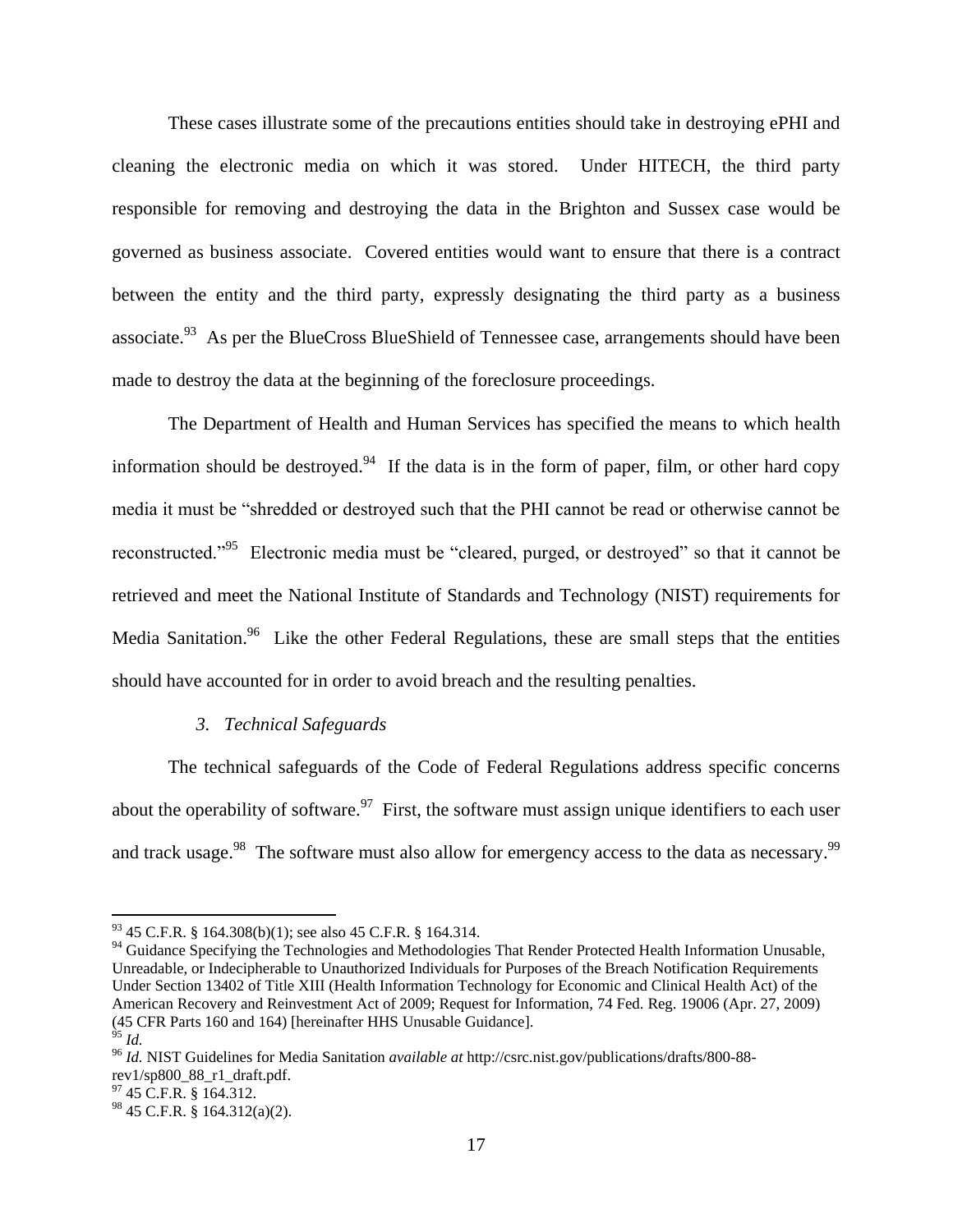These cases illustrate some of the precautions entities should take in destroying ePHI and cleaning the electronic media on which it was stored. Under HITECH, the third party responsible for removing and destroying the data in the Brighton and Sussex case would be governed as business associate. Covered entities would want to ensure that there is a contract between the entity and the third party, expressly designating the third party as a business associate.[93] As per the BlueCross BlueShield of Tennessee case, arrangements should have been made to destroy the data at the beginning of the foreclosure proceedings.

The Department of Health and Human Services has specified the means to which health information should be destroyed.[94] If the data is in the form of paper, film, or other hard copy media it must be "shredded or destroyed such that the PHI cannot be read or otherwise cannot be reconstructed."[95] Electronic media must be "cleared, purged, or destroyed" so that it cannot be retrieved and meet the National Institute of Standards and Technology (NIST) requirements for Media Sanitation.[96] Like the other Federal Regulations, these are small steps that the entities should have accounted for in order to avoid breach and the resulting penalties.

### *3. Technical Safeguards*

The technical safeguards of the Code of Federal Regulations address specific concerns about the operability of software.[97] First, the software must assign unique identifiers to each user and track usage.[98] The software must also allow for emergency access to the data as necessary.[99]

---

[93] 45 C.F.R. § 164.308(b)(1); see also 45 C.F.R. § 164.314.

[94] Guidance Specifying the Technologies and Methodologies That Render Protected Health Information Unusable, Unreadable, or Indecipherable to Unauthorized Individuals for Purposes of the Breach Notification Requirements Under Section 13402 of Title XIII (Health Information Technology for Economic and Clinical Health Act) of the American Recovery and Reinvestment Act of 2009; Request for Information, 74 Fed. Reg. 19006 (Apr. 27, 2009) (45 CFR Parts 160 and 164) [hereinafter HHS Unusable Guidance].

[95] *Id.*

[96] *Id.* NIST Guidelines for Media Sanitation *available at* http://csrc.nist.gov/publications/drafts/800-88-rev1/sp800_88_r1_draft.pdf.

[97] 45 C.F.R. § 164.312.

[98] 45 C.F.R. § 164.312(a)(2).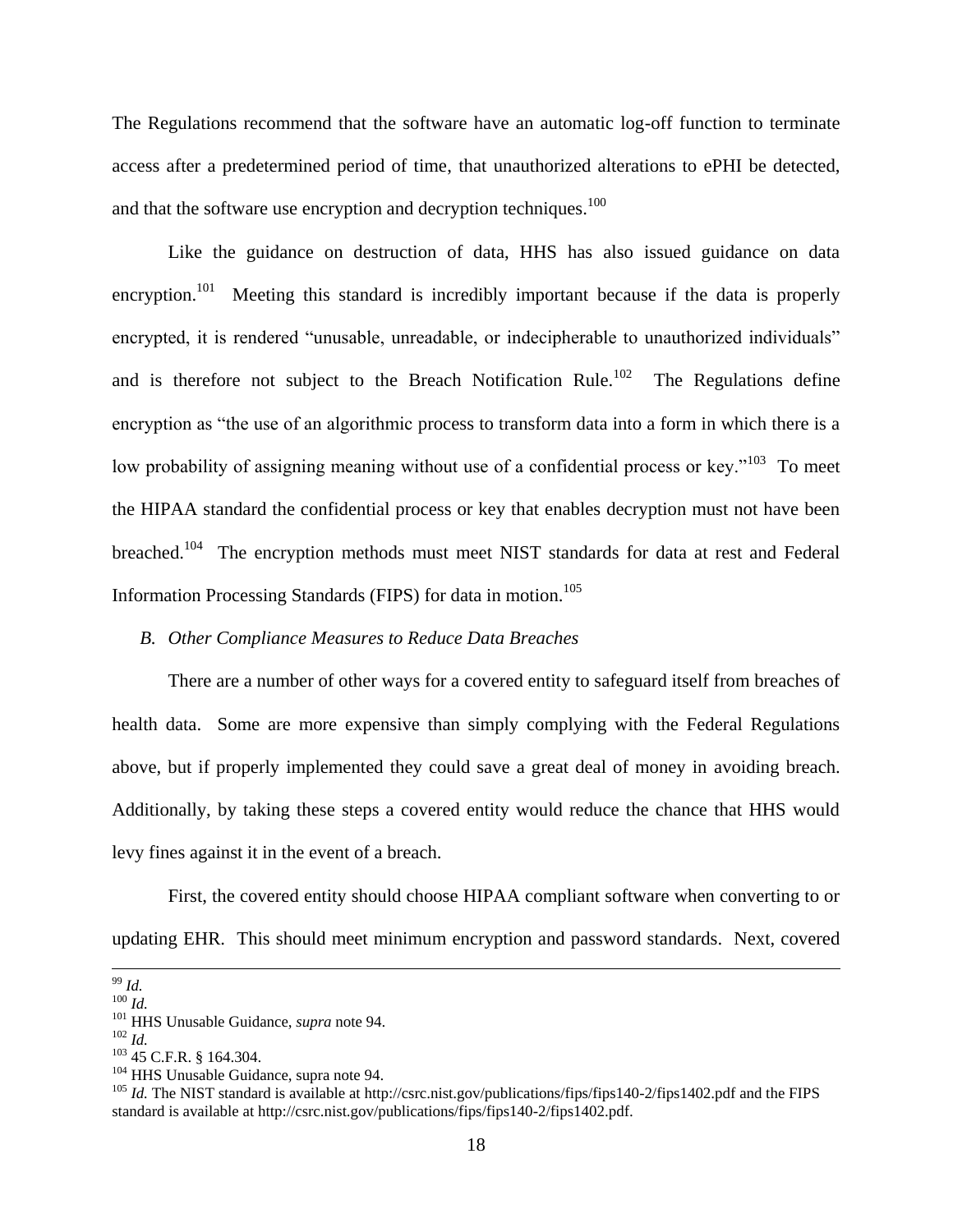The Regulations recommend that the software have an automatic log-off function to terminate access after a predetermined period of time, that unauthorized alterations to ePHI be detected, and that the software use encryption and decryption techniques.[100]

Like the guidance on destruction of data, HHS has also issued guidance on data encryption.[101] Meeting this standard is incredibly important because if the data is properly encrypted, it is rendered "unusable, unreadable, or indecipherable to unauthorized individuals" and is therefore not subject to the Breach Notification Rule.[102] The Regulations define encryption as "the use of an algorithmic process to transform data into a form in which there is a low probability of assigning meaning without use of a confidential process or key."[103] To meet the HIPAA standard the confidential process or key that enables decryption must not have been breached.[104] The encryption methods must meet NIST standards for data at rest and Federal Information Processing Standards (FIPS) for data in motion.[105]

*B. Other Compliance Measures to Reduce Data Breaches*

There are a number of other ways for a covered entity to safeguard itself from breaches of health data. Some are more expensive than simply complying with the Federal Regulations above, but if properly implemented they could save a great deal of money in avoiding breach. Additionally, by taking these steps a covered entity would reduce the chance that HHS would levy fines against it in the event of a breach.

First, the covered entity should choose HIPAA compliant software when converting to or updating EHR. This should meet minimum encryption and password standards. Next, covered

---

[99] *Id.*
[100] *Id.*
[101] HHS Unusable Guidance, *supra* note 94.
[102] *Id.*
[103] 45 C.F.R. § 164.304.
[104] HHS Unusable Guidance, supra note 94.
[105] *Id.* The NIST standard is available at http://csrc.nist.gov/publications/fips/fips140-2/fips1402.pdf and the FIPS standard is available at http://csrc.nist.gov/publications/fips/fips140-2/fips1402.pdf.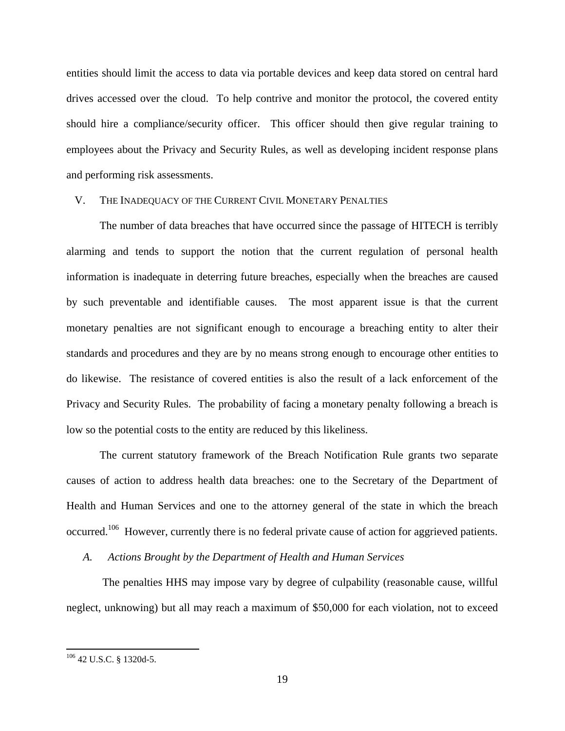entities should limit the access to data via portable devices and keep data stored on central hard drives accessed over the cloud. To help contrive and monitor the protocol, the covered entity should hire a compliance/security officer. This officer should then give regular training to employees about the Privacy and Security Rules, as well as developing incident response plans and performing risk assessments.

## V. The Inadequacy of the Current Civil Monetary Penalties

The number of data breaches that have occurred since the passage of HITECH is terribly alarming and tends to support the notion that the current regulation of personal health information is inadequate in deterring future breaches, especially when the breaches are caused by such preventable and identifiable causes. The most apparent issue is that the current monetary penalties are not significant enough to encourage a breaching entity to alter their standards and procedures and they are by no means strong enough to encourage other entities to do likewise. The resistance of covered entities is also the result of a lack enforcement of the Privacy and Security Rules. The probability of facing a monetary penalty following a breach is low so the potential costs to the entity are reduced by this likeliness.

The current statutory framework of the Breach Notification Rule grants two separate causes of action to address health data breaches: one to the Secretary of the Department of Health and Human Services and one to the attorney general of the state in which the breach occurred.[106] However, currently there is no federal private cause of action for aggrieved patients.

### *A. Actions Brought by the Department of Health and Human Services*

The penalties HHS may impose vary by degree of culpability (reasonable cause, willful neglect, unknowing) but all may reach a maximum of $50,000 for each violation, not to exceed

---

[106] 42 U.S.C. § 1320d-5.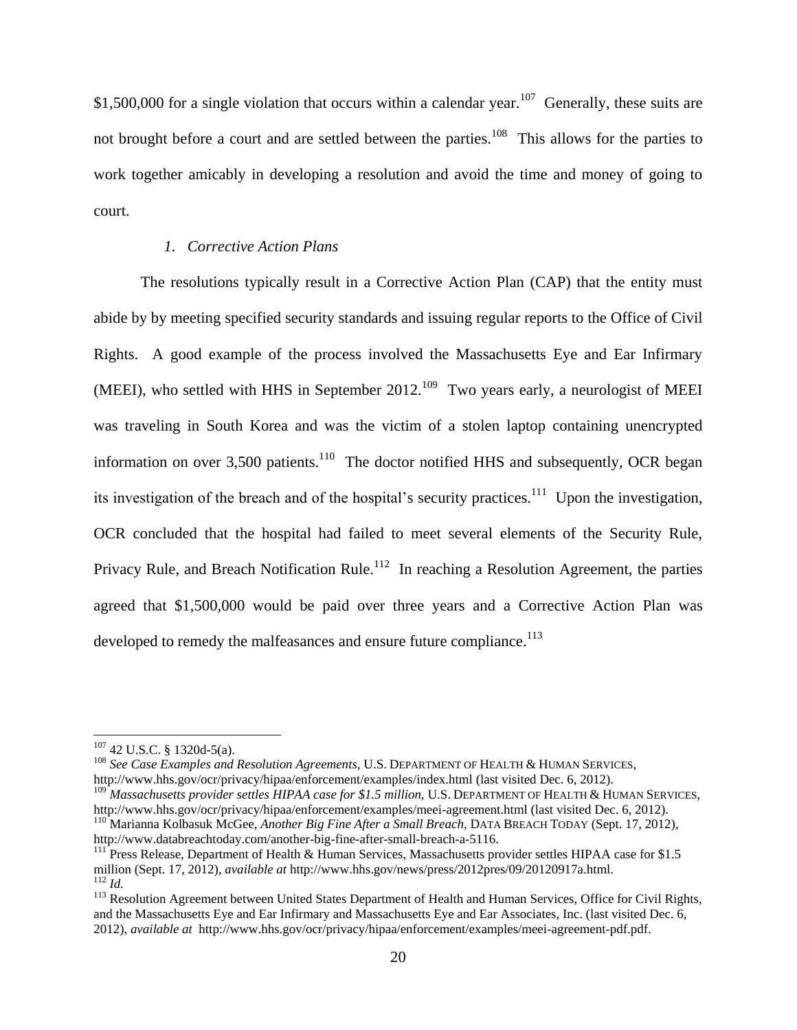$1,500,000 for a single violation that occurs within a calendar year.[107] Generally, these suits are not brought before a court and are settled between the parties.[108] This allows for the parties to work together amicably in developing a resolution and avoid the time and money of going to court.

### *1. Corrective Action Plans*

The resolutions typically result in a Corrective Action Plan (CAP) that the entity must abide by by meeting specified security standards and issuing regular reports to the Office of Civil Rights. A good example of the process involved the Massachusetts Eye and Ear Infirmary (MEEI), who settled with HHS in September 2012.[109] Two years early, a neurologist of MEEI was traveling in South Korea and was the victim of a stolen laptop containing unencrypted information on over 3,500 patients.[110] The doctor notified HHS and subsequently, OCR began its investigation of the breach and of the hospital's security practices.[111] Upon the investigation, OCR concluded that the hospital had failed to meet several elements of the Security Rule, Privacy Rule, and Breach Notification Rule.[112] In reaching a Resolution Agreement, the parties agreed that $1,500,000 would be paid over three years and a Corrective Action Plan was developed to remedy the malfeasances and ensure future compliance.[113]

---

[107] 42 U.S.C. § 1320d-5(a).

[108] *See Case Examples and Resolution Agreements*, U.S. DEPARTMENT OF HEALTH & HUMAN SERVICES, http://www.hhs.gov/ocr/privacy/hipaa/enforcement/examples/index.html (last visited Dec. 6, 2012).

[109] *Massachusetts provider settles HIPAA case for $1.5 million*, U.S. DEPARTMENT OF HEALTH & HUMAN SERVICES, http://www.hhs.gov/ocr/privacy/hipaa/enforcement/examples/meei-agreement.html (last visited Dec. 6, 2012).

[110] Marianna Kolbasuk McGee, *Another Big Fine After a Small Breach*, DATA BREACH TODAY (Sept. 17, 2012), http://www.databreachtoday.com/another-big-fine-after-small-breach-a-5116.

[111] Press Release, Department of Health & Human Services, Massachusetts provider settles HIPAA case for $1.5 million (Sept. 17, 2012), *available at* http://www.hhs.gov/news/press/2012pres/09/20120917a.html.

[112] *Id.*

[113] Resolution Agreement between United States Department of Health and Human Services, Office for Civil Rights, and the Massachusetts Eye and Ear Infirmary and Massachusetts Eye and Ear Associates, Inc. (last visited Dec. 6, 2012), *available at* http://www.hhs.gov/ocr/privacy/hipaa/enforcement/examples/meei-agreement-pdf.pdf.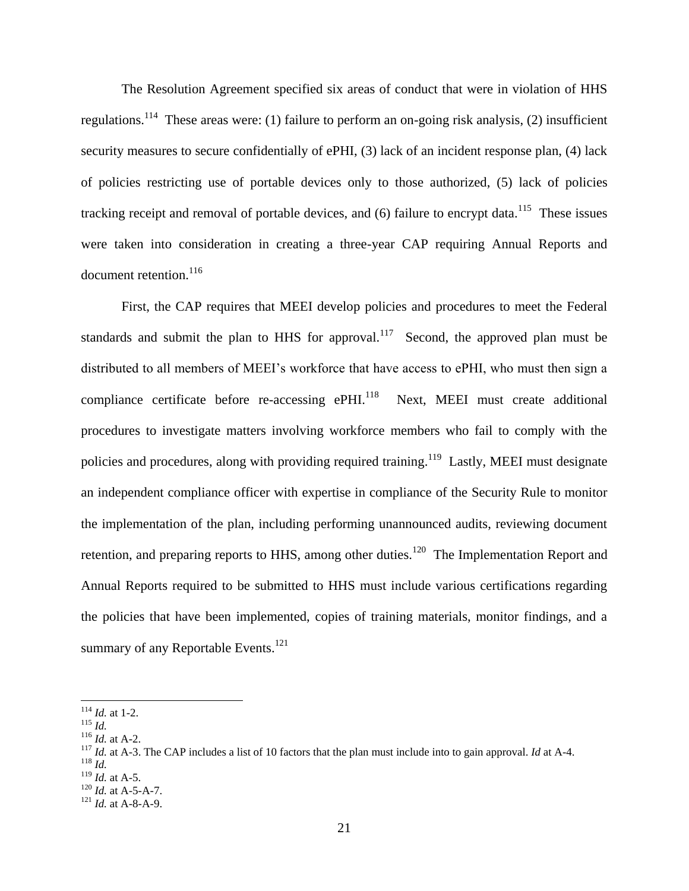The Resolution Agreement specified six areas of conduct that were in violation of HHS regulations.[114] These areas were: (1) failure to perform an on-going risk analysis, (2) insufficient security measures to secure confidentially of ePHI, (3) lack of an incident response plan, (4) lack of policies restricting use of portable devices only to those authorized, (5) lack of policies tracking receipt and removal of portable devices, and (6) failure to encrypt data.[115] These issues were taken into consideration in creating a three-year CAP requiring Annual Reports and document retention.[116]

First, the CAP requires that MEEI develop policies and procedures to meet the Federal standards and submit the plan to HHS for approval.[117] Second, the approved plan must be distributed to all members of MEEI's workforce that have access to ePHI, who must then sign a compliance certificate before re-accessing ePHI.[118] Next, MEEI must create additional procedures to investigate matters involving workforce members who fail to comply with the policies and procedures, along with providing required training.[119] Lastly, MEEI must designate an independent compliance officer with expertise in compliance of the Security Rule to monitor the implementation of the plan, including performing unannounced audits, reviewing document retention, and preparing reports to HHS, among other duties.[120] The Implementation Report and Annual Reports required to be submitted to HHS must include various certifications regarding the policies that have been implemented, copies of training materials, monitor findings, and a summary of any Reportable Events.[121]

---

[114] *Id.* at 1-2.
[115] *Id.*
[116] *Id.* at A-2.
[117] *Id.* at A-3. The CAP includes a list of 10 factors that the plan must include into to gain approval. *Id* at A-4.
[118] *Id.*
[119] *Id.* at A-5.
[120] *Id.* at A-5-A-7.
[121] *Id.* at A-8-A-9.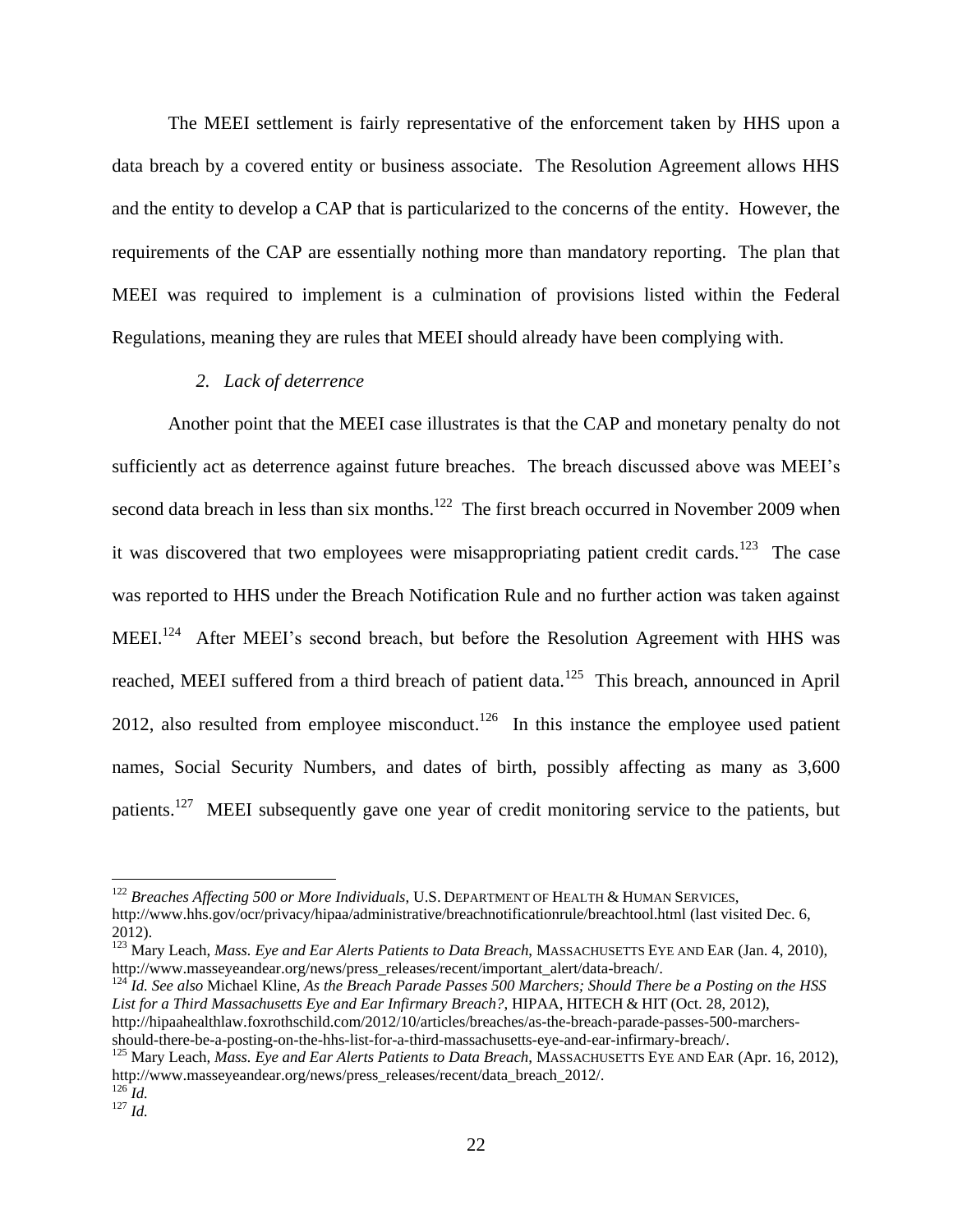The MEEI settlement is fairly representative of the enforcement taken by HHS upon a data breach by a covered entity or business associate. The Resolution Agreement allows HHS and the entity to develop a CAP that is particularized to the concerns of the entity. However, the requirements of the CAP are essentially nothing more than mandatory reporting. The plan that MEEI was required to implement is a culmination of provisions listed within the Federal Regulations, meaning they are rules that MEEI should already have been complying with.

### *2. Lack of deterrence*

Another point that the MEEI case illustrates is that the CAP and monetary penalty do not sufficiently act as deterrence against future breaches. The breach discussed above was MEEI's second data breach in less than six months.[122] The first breach occurred in November 2009 when it was discovered that two employees were misappropriating patient credit cards.[123] The case was reported to HHS under the Breach Notification Rule and no further action was taken against MEEI.[124] After MEEI's second breach, but before the Resolution Agreement with HHS was reached, MEEI suffered from a third breach of patient data.[125] This breach, announced in April 2012, also resulted from employee misconduct.[126] In this instance the employee used patient names, Social Security Numbers, and dates of birth, possibly affecting as many as 3,600 patients.[127] MEEI subsequently gave one year of credit monitoring service to the patients, but

---

[122] *Breaches Affecting 500 or More Individuals*, U.S. DEPARTMENT OF HEALTH & HUMAN SERVICES, http://www.hhs.gov/ocr/privacy/hipaa/administrative/breachnotificationrule/breachtool.html (last visited Dec. 6, 2012).

[123] Mary Leach, *Mass. Eye and Ear Alerts Patients to Data Breach*, MASSACHUSETTS EYE AND EAR (Jan. 4, 2010), http://www.masseyeandear.org/news/press_releases/recent/important_alert/data-breach/.

[124] *Id. See also* Michael Kline, *As the Breach Parade Passes 500 Marchers; Should There be a Posting on the HSS List for a Third Massachusetts Eye and Ear Infirmary Breach?*, HIPAA, HITECH & HIT (Oct. 28, 2012), http://hipaahealthlaw.foxrothschild.com/2012/10/articles/breaches/as-the-breach-parade-passes-500-marchers-should-there-be-a-posting-on-the-hhs-list-for-a-third-massachusetts-eye-and-ear-infirmary-breach/.

[125] Mary Leach, *Mass. Eye and Ear Alerts Patients to Data Breach*, MASSACHUSETTS EYE AND EAR (Apr. 16, 2012), http://www.masseyeandear.org/news/press_releases/recent/data_breach_2012/.

[126] *Id.*

[127] *Id.*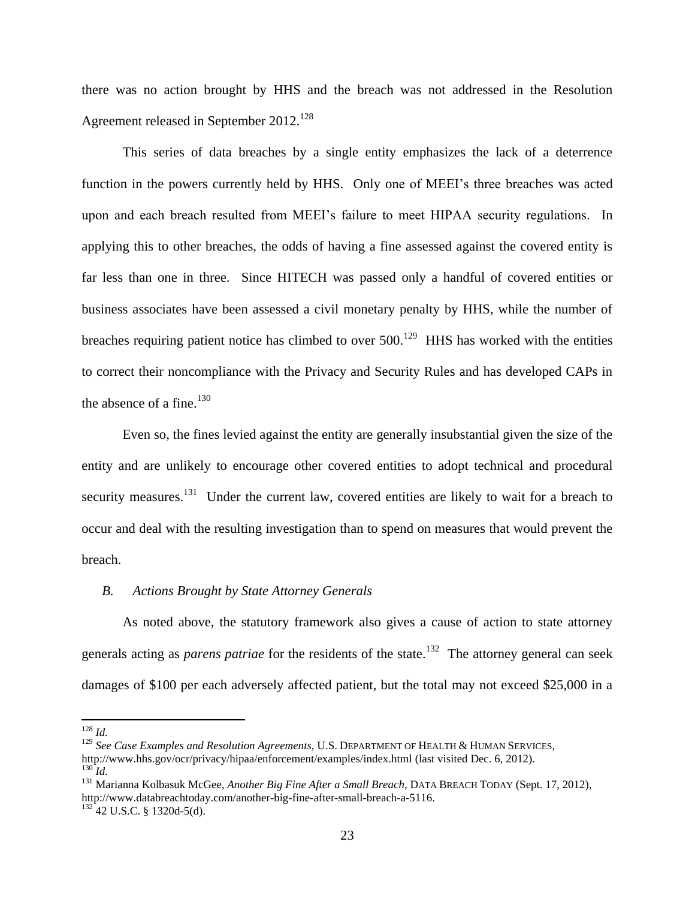there was no action brought by HHS and the breach was not addressed in the Resolution Agreement released in September 2012.[128]

This series of data breaches by a single entity emphasizes the lack of a deterrence function in the powers currently held by HHS. Only one of MEEI's three breaches was acted upon and each breach resulted from MEEI's failure to meet HIPAA security regulations. In applying this to other breaches, the odds of having a fine assessed against the covered entity is far less than one in three. Since HITECH was passed only a handful of covered entities or business associates have been assessed a civil monetary penalty by HHS, while the number of breaches requiring patient notice has climbed to over 500.[129] HHS has worked with the entities to correct their noncompliance with the Privacy and Security Rules and has developed CAPs in the absence of a fine.[130]

Even so, the fines levied against the entity are generally insubstantial given the size of the entity and are unlikely to encourage other covered entities to adopt technical and procedural security measures.[131] Under the current law, covered entities are likely to wait for a breach to occur and deal with the resulting investigation than to spend on measures that would prevent the breach.

### *B. Actions Brought by State Attorney Generals*

As noted above, the statutory framework also gives a cause of action to state attorney generals acting as *parens patriae* for the residents of the state.[132] The attorney general can seek damages of $100 per each adversely affected patient, but the total may not exceed $25,000 in a

---

[128] *Id.*

[129] *See Case Examples and Resolution Agreements*, U.S. DEPARTMENT OF HEALTH & HUMAN SERVICES, http://www.hhs.gov/ocr/privacy/hipaa/enforcement/examples/index.html (last visited Dec. 6, 2012).

[130] *Id.*

[131] Marianna Kolbasuk McGee, *Another Big Fine After a Small Breach*, DATA BREACH TODAY (Sept. 17, 2012), http://www.databreachtoday.com/another-big-fine-after-small-breach-a-5116.

[132] 42 U.S.C. § 1320d-5(d).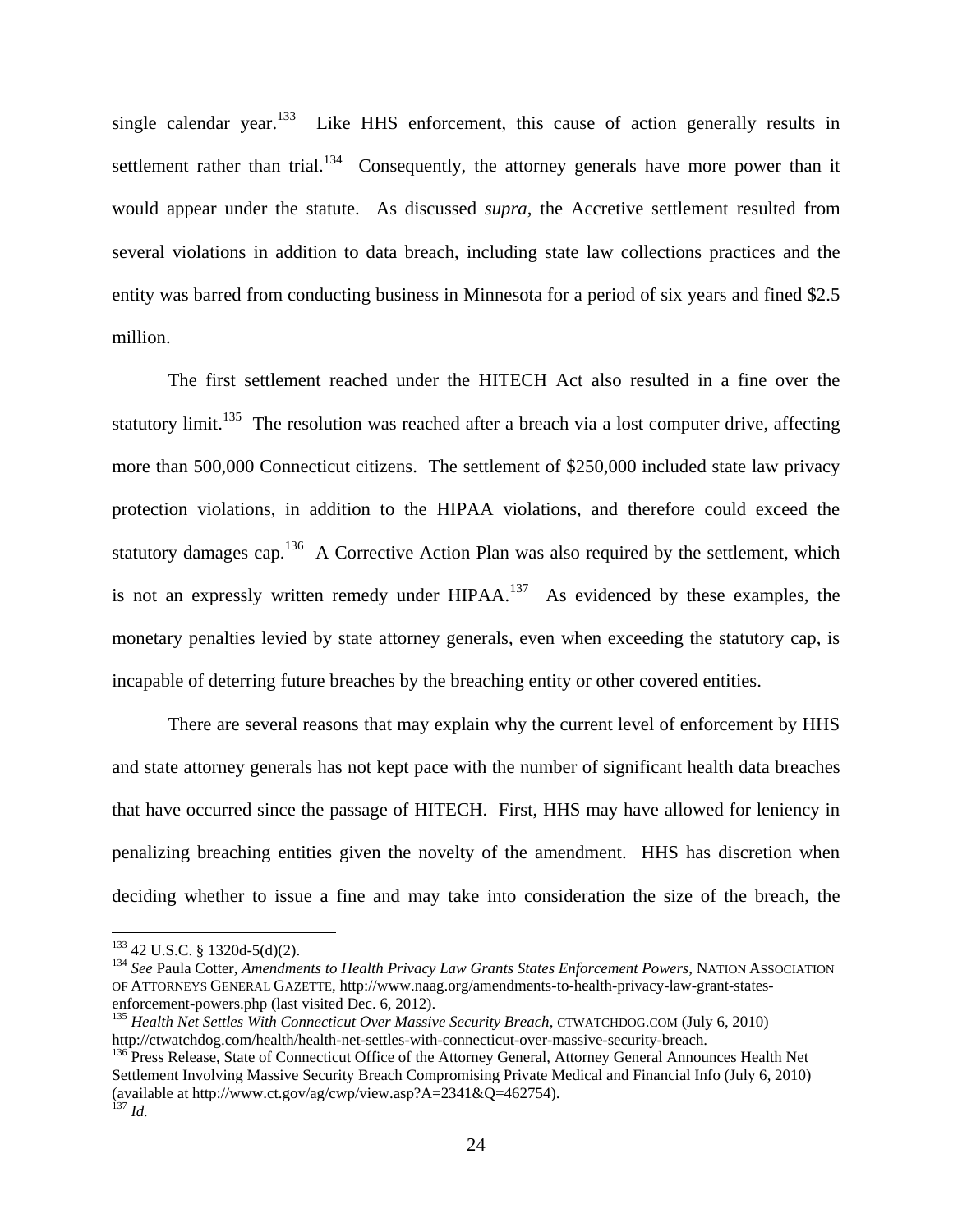single calendar year.[133] Like HHS enforcement, this cause of action generally results in settlement rather than trial.[134] Consequently, the attorney generals have more power than it would appear under the statute. As discussed *supra*, the Accretive settlement resulted from several violations in addition to data breach, including state law collections practices and the entity was barred from conducting business in Minnesota for a period of six years and fined $2.5 million.

The first settlement reached under the HITECH Act also resulted in a fine over the statutory limit.[135] The resolution was reached after a breach via a lost computer drive, affecting more than 500,000 Connecticut citizens. The settlement of $250,000 included state law privacy protection violations, in addition to the HIPAA violations, and therefore could exceed the statutory damages cap.[136] A Corrective Action Plan was also required by the settlement, which is not an expressly written remedy under HIPAA.[137] As evidenced by these examples, the monetary penalties levied by state attorney generals, even when exceeding the statutory cap, is incapable of deterring future breaches by the breaching entity or other covered entities.

There are several reasons that may explain why the current level of enforcement by HHS and state attorney generals has not kept pace with the number of significant health data breaches that have occurred since the passage of HITECH. First, HHS may have allowed for leniency in penalizing breaching entities given the novelty of the amendment. HHS has discretion when deciding whether to issue a fine and may take into consideration the size of the breach, the

---

[133] 42 U.S.C. § 1320d-5(d)(2).

[134] *See* Paula Cotter, *Amendments to Health Privacy Law Grants States Enforcement Powers*, NATION ASSOCIATION OF ATTORNEYS GENERAL GAZETTE, http://www.naag.org/amendments-to-health-privacy-law-grant-states-enforcement-powers.php (last visited Dec. 6, 2012).

[135] *Health Net Settles With Connecticut Over Massive Security Breach*, CTWATCHDOG.COM (July 6, 2010) http://ctwatchdog.com/health/health-net-settles-with-connecticut-over-massive-security-breach.

[136] Press Release, State of Connecticut Office of the Attorney General, Attorney General Announces Health Net Settlement Involving Massive Security Breach Compromising Private Medical and Financial Info (July 6, 2010) (available at http://www.ct.gov/ag/cwp/view.asp?A=2341&Q=462754).

[137] *Id.*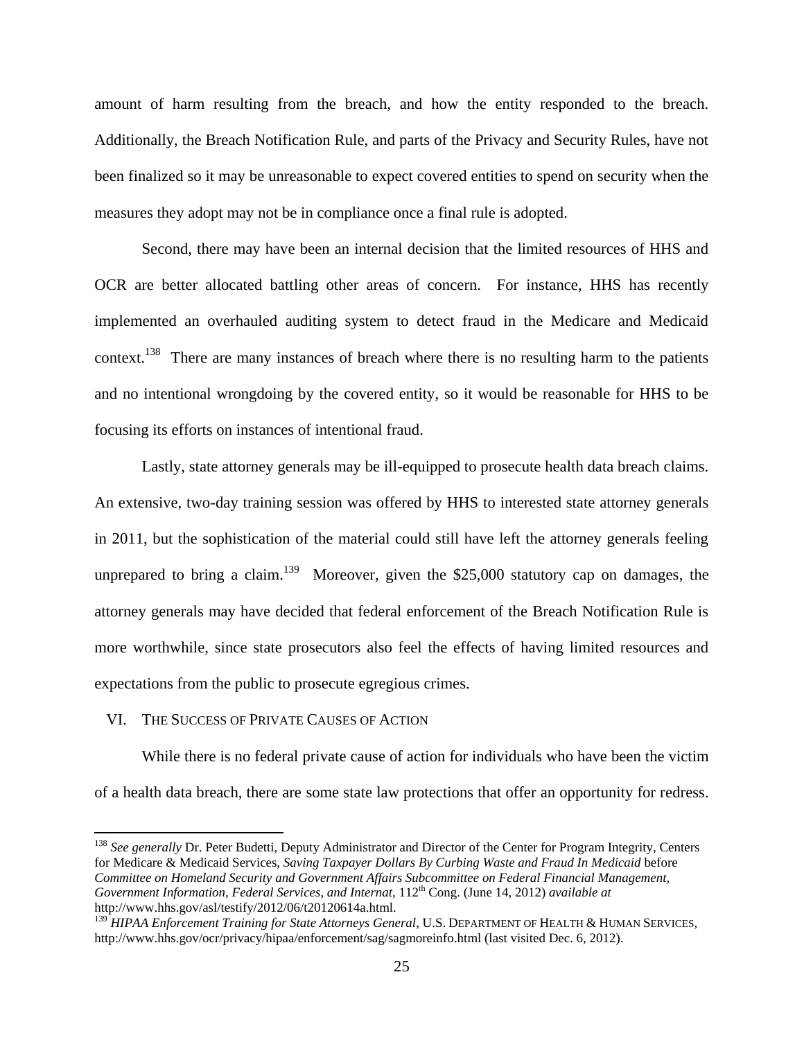amount of harm resulting from the breach, and how the entity responded to the breach. Additionally, the Breach Notification Rule, and parts of the Privacy and Security Rules, have not been finalized so it may be unreasonable to expect covered entities to spend on security when the measures they adopt may not be in compliance once a final rule is adopted.

Second, there may have been an internal decision that the limited resources of HHS and OCR are better allocated battling other areas of concern. For instance, HHS has recently implemented an overhauled auditing system to detect fraud in the Medicare and Medicaid context.[138] There are many instances of breach where there is no resulting harm to the patients and no intentional wrongdoing by the covered entity, so it would be reasonable for HHS to be focusing its efforts on instances of intentional fraud.

Lastly, state attorney generals may be ill-equipped to prosecute health data breach claims. An extensive, two-day training session was offered by HHS to interested state attorney generals in 2011, but the sophistication of the material could still have left the attorney generals feeling unprepared to bring a claim.[139] Moreover, given the $25,000 statutory cap on damages, the attorney generals may have decided that federal enforcement of the Breach Notification Rule is more worthwhile, since state prosecutors also feel the effects of having limited resources and expectations from the public to prosecute egregious crimes.

## VI. The Success of Private Causes of Action

While there is no federal private cause of action for individuals who have been the victim of a health data breach, there are some state law protections that offer an opportunity for redress.

---

[138] *See generally* Dr. Peter Budetti, Deputy Administrator and Director of the Center for Program Integrity, Centers for Medicare & Medicaid Services, *Saving Taxpayer Dollars By Curbing Waste and Fraud In Medicaid* before *Committee on Homeland Security and Government Affairs Subcommittee on Federal Financial Management, Government Information, Federal Services, and Internat*, 112th Cong. (June 14, 2012) *available at* http://www.hhs.gov/asl/testify/2012/06/t20120614a.html.

[139] *HIPAA Enforcement Training for State Attorneys General*, U.S. Department of Health & Human Services, http://www.hhs.gov/ocr/privacy/hipaa/enforcement/sag/sagmoreinfo.html (last visited Dec. 6, 2012).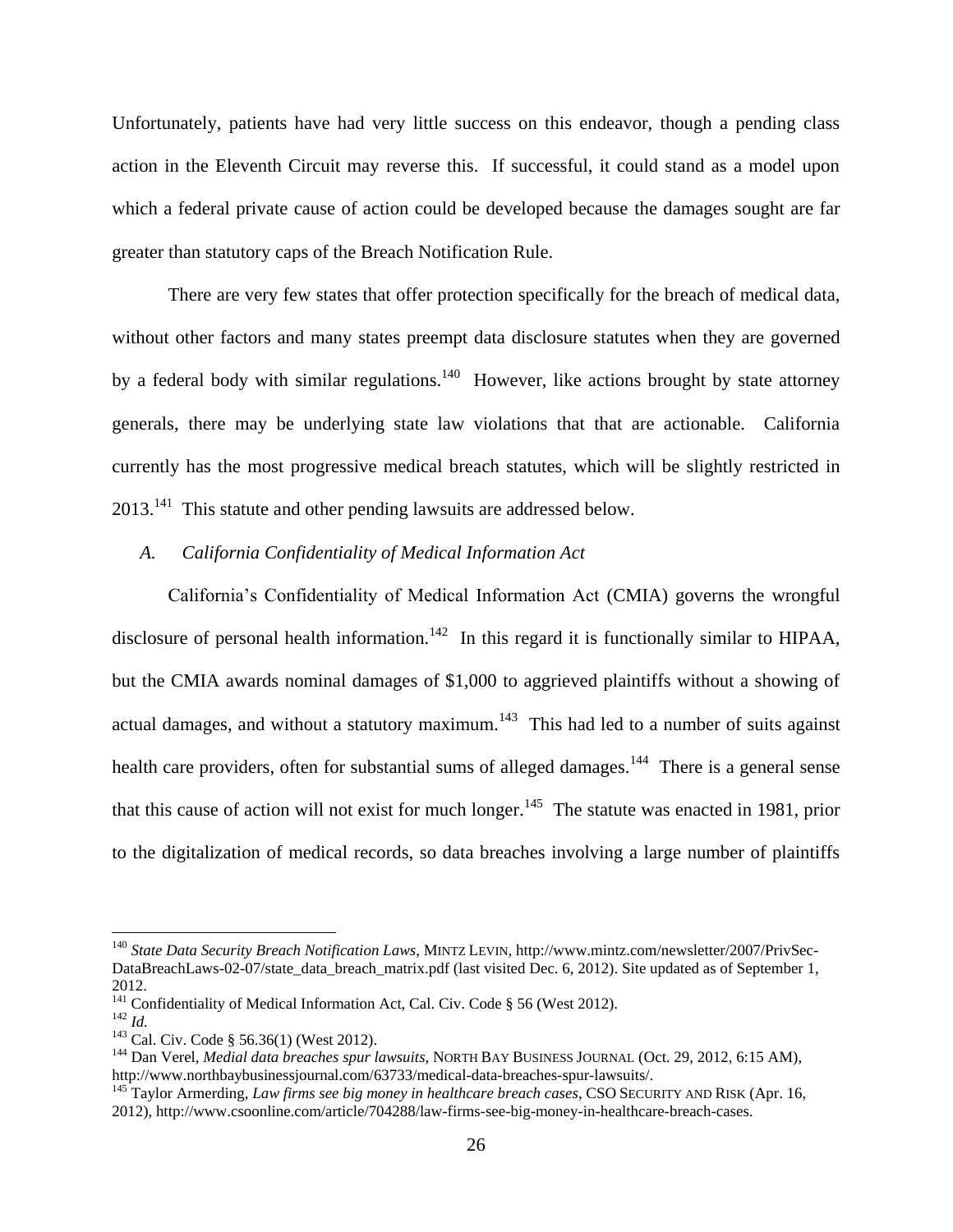Unfortunately, patients have had very little success on this endeavor, though a pending class action in the Eleventh Circuit may reverse this. If successful, it could stand as a model upon which a federal private cause of action could be developed because the damages sought are far greater than statutory caps of the Breach Notification Rule.

There are very few states that offer protection specifically for the breach of medical data, without other factors and many states preempt data disclosure statutes when they are governed by a federal body with similar regulations.[140] However, like actions brought by state attorney generals, there may be underlying state law violations that that are actionable. California currently has the most progressive medical breach statutes, which will be slightly restricted in 2013.[141] This statute and other pending lawsuits are addressed below.

### *A. California Confidentiality of Medical Information Act*

California's Confidentiality of Medical Information Act (CMIA) governs the wrongful disclosure of personal health information.[142] In this regard it is functionally similar to HIPAA, but the CMIA awards nominal damages of $1,000 to aggrieved plaintiffs without a showing of actual damages, and without a statutory maximum.[143] This had led to a number of suits against health care providers, often for substantial sums of alleged damages.[144] There is a general sense that this cause of action will not exist for much longer.[145] The statute was enacted in 1981, prior to the digitalization of medical records, so data breaches involving a large number of plaintiffs

---

[140] *State Data Security Breach Notification Laws*, MINTZ LEVIN, http://www.mintz.com/newsletter/2007/PrivSec-DataBreachLaws-02-07/state_data_breach_matrix.pdf (last visited Dec. 6, 2012). Site updated as of September 1, 2012.

[141] Confidentiality of Medical Information Act, Cal. Civ. Code § 56 (West 2012).

[142] *Id.*

[143] Cal. Civ. Code § 56.36(1) (West 2012).

[144] Dan Verel, *Medial data breaches spur lawsuits*, NORTH BAY BUSINESS JOURNAL (Oct. 29, 2012, 6:15 AM), http://www.northbaybusinessjournal.com/63733/medical-data-breaches-spur-lawsuits/.

[145] Taylor Armerding, *Law firms see big money in healthcare breach cases*, CSO SECURITY AND RISK (Apr. 16, 2012), http://www.csoonline.com/article/704288/law-firms-see-big-money-in-healthcare-breach-cases.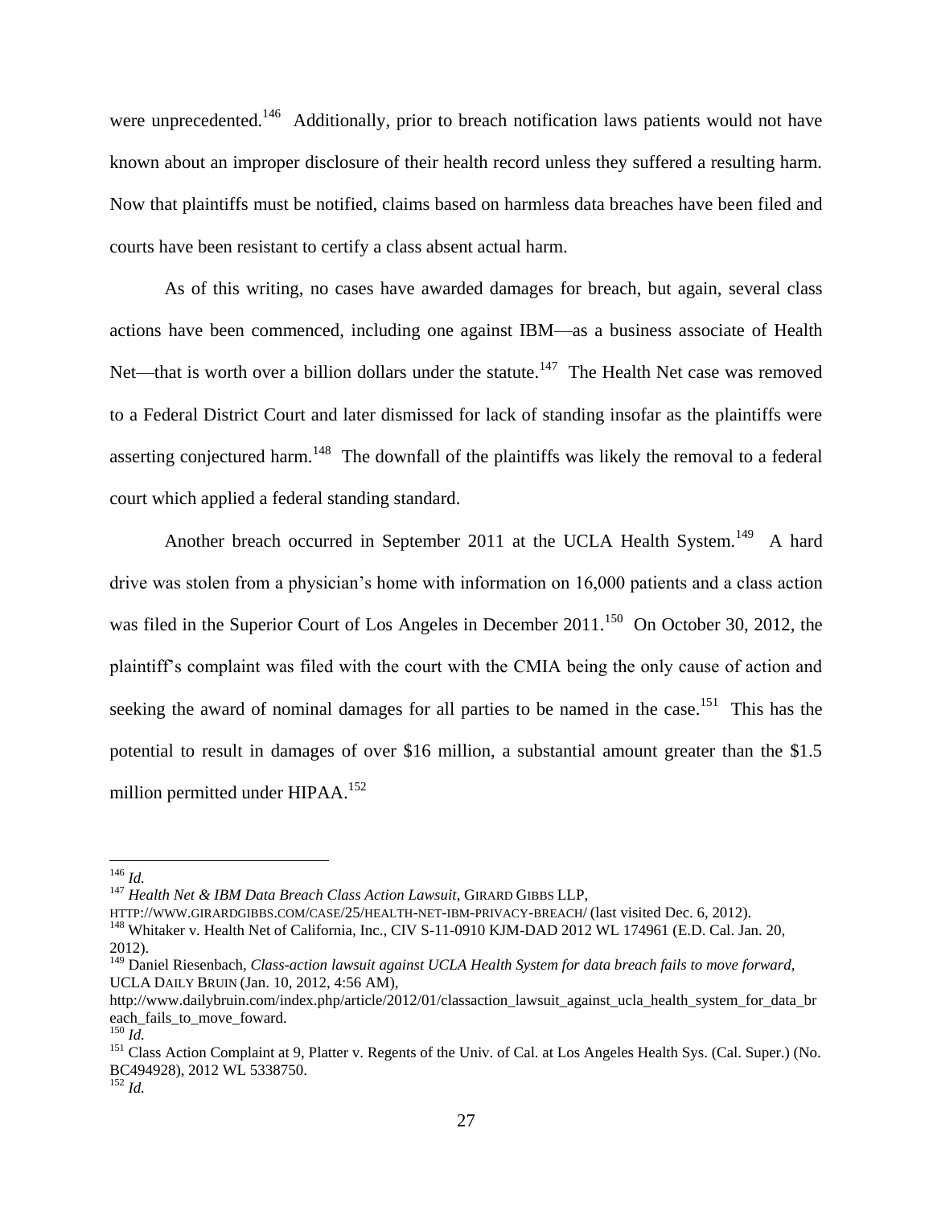were unprecedented.[146] Additionally, prior to breach notification laws patients would not have known about an improper disclosure of their health record unless they suffered a resulting harm. Now that plaintiffs must be notified, claims based on harmless data breaches have been filed and courts have been resistant to certify a class absent actual harm.

As of this writing, no cases have awarded damages for breach, but again, several class actions have been commenced, including one against IBM—as a business associate of Health Net—that is worth over a billion dollars under the statute.[147] The Health Net case was removed to a Federal District Court and later dismissed for lack of standing insofar as the plaintiffs were asserting conjectured harm.[148] The downfall of the plaintiffs was likely the removal to a federal court which applied a federal standing standard.

Another breach occurred in September 2011 at the UCLA Health System.[149] A hard drive was stolen from a physician's home with information on 16,000 patients and a class action was filed in the Superior Court of Los Angeles in December 2011.[150] On October 30, 2012, the plaintiff's complaint was filed with the court with the CMIA being the only cause of action and seeking the award of nominal damages for all parties to be named in the case.[151] This has the potential to result in damages of over \$16 million, a substantial amount greater than the \$1.5 million permitted under HIPAA.[152]

---

[146] *Id.*

[147] *Health Net & IBM Data Breach Class Action Lawsuit*, GIRARD GIBBS LLP, HTTP://WWW.GIRARDGIBBS.COM/CASE/25/HEALTH-NET-IBM-PRIVACY-BREACH/ (last visited Dec. 6, 2012).

[148] Whitaker v. Health Net of California, Inc., CIV S-11-0910 KJM-DAD 2012 WL 174961 (E.D. Cal. Jan. 20, 2012).

[149] Daniel Riesenbach, *Class-action lawsuit against UCLA Health System for data breach fails to move forward*, UCLA DAILY BRUIN (Jan. 10, 2012, 4:56 AM), http://www.dailybruin.com/index.php/article/2012/01/classaction_lawsuit_against_ucla_health_system_for_data_breach_fails_to_move_foward.

[150] *Id.*

[151] Class Action Complaint at 9, Platter v. Regents of the Univ. of Cal. at Los Angeles Health Sys. (Cal. Super.) (No. BC494928), 2012 WL 5338750.

[152] *Id.*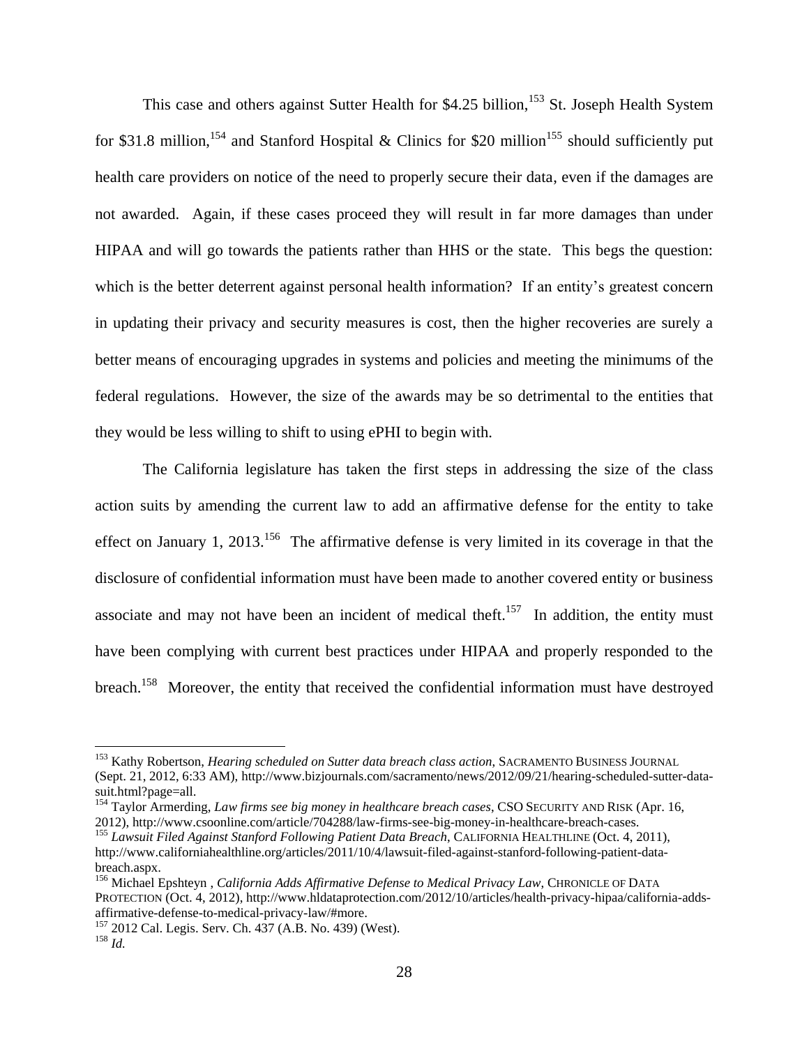This case and others against Sutter Health for $4.25 billion,[153] St. Joseph Health System for $31.8 million,[154] and Stanford Hospital & Clinics for $20 million[155] should sufficiently put health care providers on notice of the need to properly secure their data, even if the damages are not awarded. Again, if these cases proceed they will result in far more damages than under HIPAA and will go towards the patients rather than HHS or the state. This begs the question: which is the better deterrent against personal health information? If an entity's greatest concern in updating their privacy and security measures is cost, then the higher recoveries are surely a better means of encouraging upgrades in systems and policies and meeting the minimums of the federal regulations. However, the size of the awards may be so detrimental to the entities that they would be less willing to shift to using ePHI to begin with.

The California legislature has taken the first steps in addressing the size of the class action suits by amending the current law to add an affirmative defense for the entity to take effect on January 1, 2013.[156] The affirmative defense is very limited in its coverage in that the disclosure of confidential information must have been made to another covered entity or business associate and may not have been an incident of medical theft.[157] In addition, the entity must have been complying with current best practices under HIPAA and properly responded to the breach.[158] Moreover, the entity that received the confidential information must have destroyed

---

[153] Kathy Robertson, *Hearing scheduled on Sutter data breach class action*, SACRAMENTO BUSINESS JOURNAL (Sept. 21, 2012, 6:33 AM), http://www.bizjournals.com/sacramento/news/2012/09/21/hearing-scheduled-sutter-data-suit.html?page=all.

[154] Taylor Armerding, *Law firms see big money in healthcare breach cases*, CSO SECURITY AND RISK (Apr. 16, 2012), http://www.csoonline.com/article/704288/law-firms-see-big-money-in-healthcare-breach-cases.

[155] *Lawsuit Filed Against Stanford Following Patient Data Breach*, CALIFORNIA HEALTHLINE (Oct. 4, 2011), http://www.californiahealthline.org/articles/2011/10/4/lawsuit-filed-against-stanford-following-patient-data-breach.aspx.

[156] Michael Epshteyn , *California Adds Affirmative Defense to Medical Privacy Law*, CHRONICLE OF DATA PROTECTION (Oct. 4, 2012), http://www.hldataprotection.com/2012/10/articles/health-privacy-hipaa/california-adds-affirmative-defense-to-medical-privacy-law/#more.

[157] 2012 Cal. Legis. Serv. Ch. 437 (A.B. No. 439) (West).

[158] *Id.*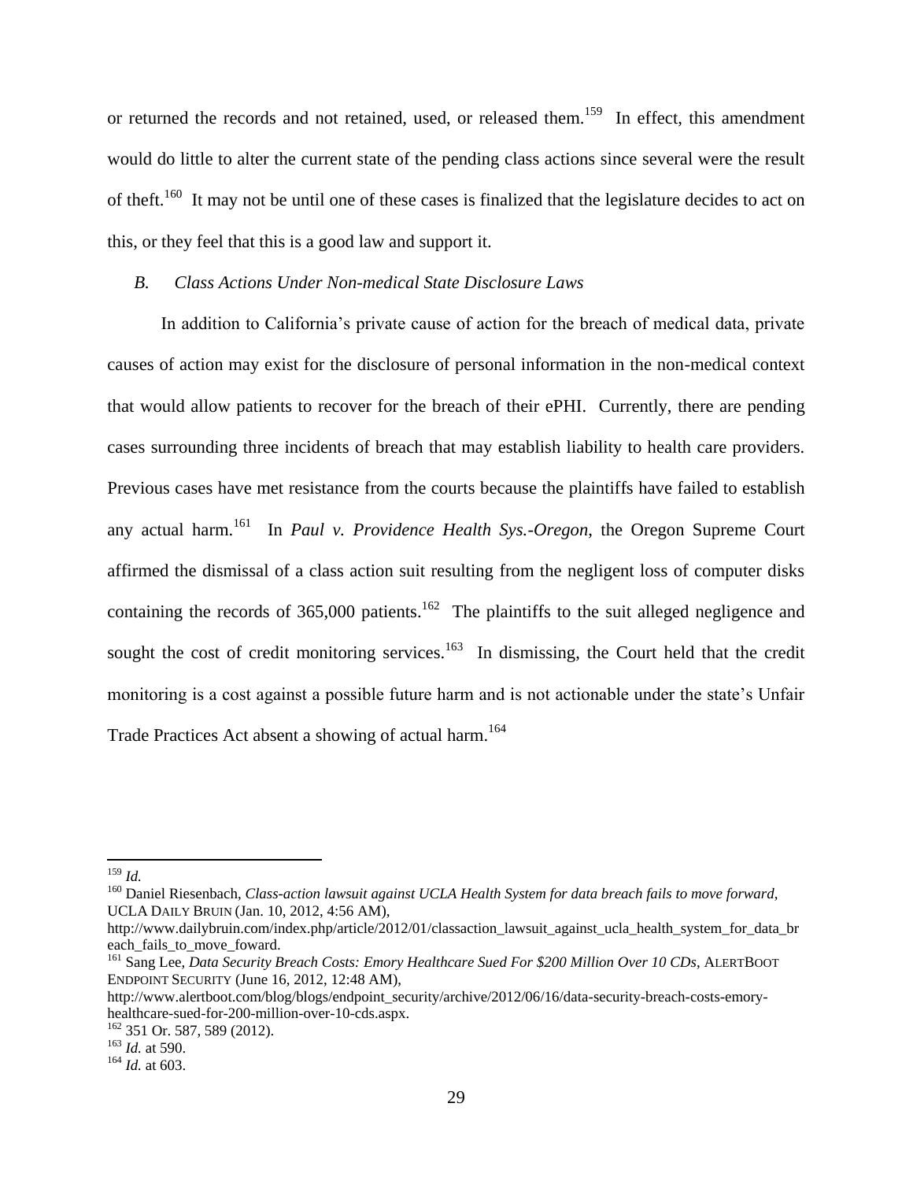or returned the records and not retained, used, or released them.[159] In effect, this amendment would do little to alter the current state of the pending class actions since several were the result of theft.[160] It may not be until one of these cases is finalized that the legislature decides to act on this, or they feel that this is a good law and support it.

### *B. Class Actions Under Non-medical State Disclosure Laws*

In addition to California's private cause of action for the breach of medical data, private causes of action may exist for the disclosure of personal information in the non-medical context that would allow patients to recover for the breach of their ePHI. Currently, there are pending cases surrounding three incidents of breach that may establish liability to health care providers. Previous cases have met resistance from the courts because the plaintiffs have failed to establish any actual harm.[161] In *Paul v. Providence Health Sys.-Oregon*, the Oregon Supreme Court affirmed the dismissal of a class action suit resulting from the negligent loss of computer disks containing the records of 365,000 patients.[162] The plaintiffs to the suit alleged negligence and sought the cost of credit monitoring services.[163] In dismissing, the Court held that the credit monitoring is a cost against a possible future harm and is not actionable under the state's Unfair Trade Practices Act absent a showing of actual harm.[164]

---

[159] *Id.*

[160] Daniel Riesenbach, *Class-action lawsuit against UCLA Health System for data breach fails to move forward*, UCLA DAILY BRUIN (Jan. 10, 2012, 4:56 AM), http://www.dailybruin.com/index.php/article/2012/01/classaction_lawsuit_against_ucla_health_system_for_data_breach_fails_to_move_foward.

[161] Sang Lee, *Data Security Breach Costs: Emory Healthcare Sued For $200 Million Over 10 CDs*, ALERTBOOT ENDPOINT SECURITY (June 16, 2012, 12:48 AM), http://www.alertboot.com/blog/blogs/endpoint_security/archive/2012/06/16/data-security-breach-costs-emory-healthcare-sued-for-200-million-over-10-cds.aspx.

[162] 351 Or. 587, 589 (2012).

[163] *Id.* at 590.

[164] *Id.* at 603.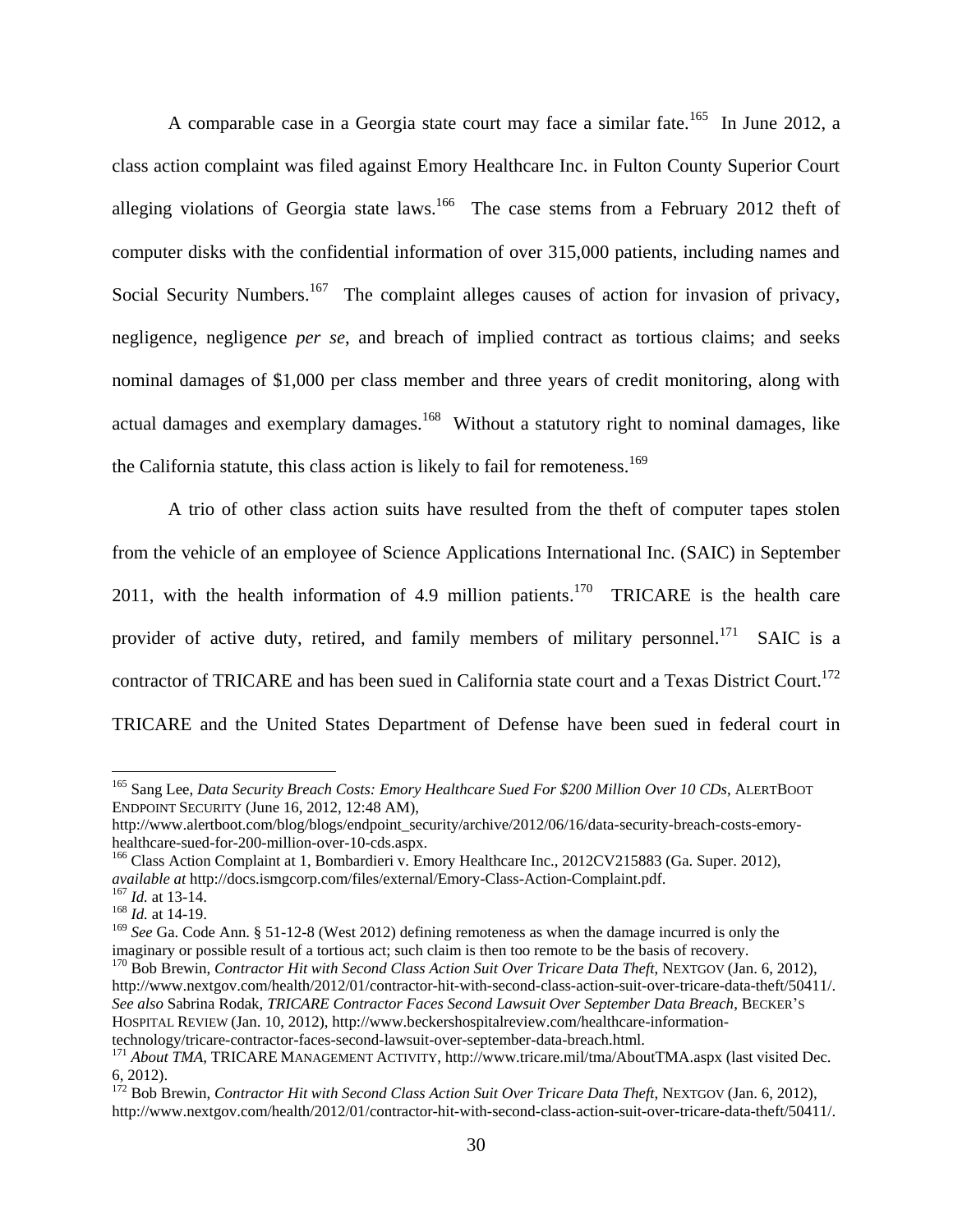A comparable case in a Georgia state court may face a similar fate.[165] In June 2012, a class action complaint was filed against Emory Healthcare Inc. in Fulton County Superior Court alleging violations of Georgia state laws.[166] The case stems from a February 2012 theft of computer disks with the confidential information of over 315,000 patients, including names and Social Security Numbers.[167] The complaint alleges causes of action for invasion of privacy, negligence, negligence *per se*, and breach of implied contract as tortious claims; and seeks nominal damages of $1,000 per class member and three years of credit monitoring, along with actual damages and exemplary damages.[168] Without a statutory right to nominal damages, like the California statute, this class action is likely to fail for remoteness.[169]

A trio of other class action suits have resulted from the theft of computer tapes stolen from the vehicle of an employee of Science Applications International Inc. (SAIC) in September 2011, with the health information of 4.9 million patients.[170] TRICARE is the health care provider of active duty, retired, and family members of military personnel.[171] SAIC is a contractor of TRICARE and has been sued in California state court and a Texas District Court.[172] TRICARE and the United States Department of Defense have been sued in federal court in

---

[165] Sang Lee, *Data Security Breach Costs: Emory Healthcare Sued For $200 Million Over 10 CDs*, ALERTBOOT ENDPOINT SECURITY (June 16, 2012, 12:48 AM), http://www.alertboot.com/blog/blogs/endpoint_security/archive/2012/06/16/data-security-breach-costs-emory-healthcare-sued-for-200-million-over-10-cds.aspx.

[166] Class Action Complaint at 1, Bombardieri v. Emory Healthcare Inc., 2012CV215883 (Ga. Super. 2012), *available at* http://docs.ismgcorp.com/files/external/Emory-Class-Action-Complaint.pdf.

[167] *Id.* at 13-14.

[168] *Id.* at 14-19.

[169] *See* Ga. Code Ann. § 51-12-8 (West 2012) defining remoteness as when the damage incurred is only the imaginary or possible result of a tortious act; such claim is then too remote to be the basis of recovery.

[170] Bob Brewin, *Contractor Hit with Second Class Action Suit Over Tricare Data Theft*, NEXTGOV (Jan. 6, 2012), http://www.nextgov.com/health/2012/01/contractor-hit-with-second-class-action-suit-over-tricare-data-theft/50411/. *See also* Sabrina Rodak, *TRICARE Contractor Faces Second Lawsuit Over September Data Breach*, BECKER'S HOSPITAL REVIEW (Jan. 10, 2012), http://www.beckershospitalreview.com/healthcare-information-technology/tricare-contractor-faces-second-lawsuit-over-september-data-breach.html.

[171] *About TMA*, TRICARE MANAGEMENT ACTIVITY, http://www.tricare.mil/tma/AboutTMA.aspx (last visited Dec. 6, 2012).

[172] Bob Brewin, *Contractor Hit with Second Class Action Suit Over Tricare Data Theft*, NEXTGOV (Jan. 6, 2012), http://www.nextgov.com/health/2012/01/contractor-hit-with-second-class-action-suit-over-tricare-data-theft/50411/.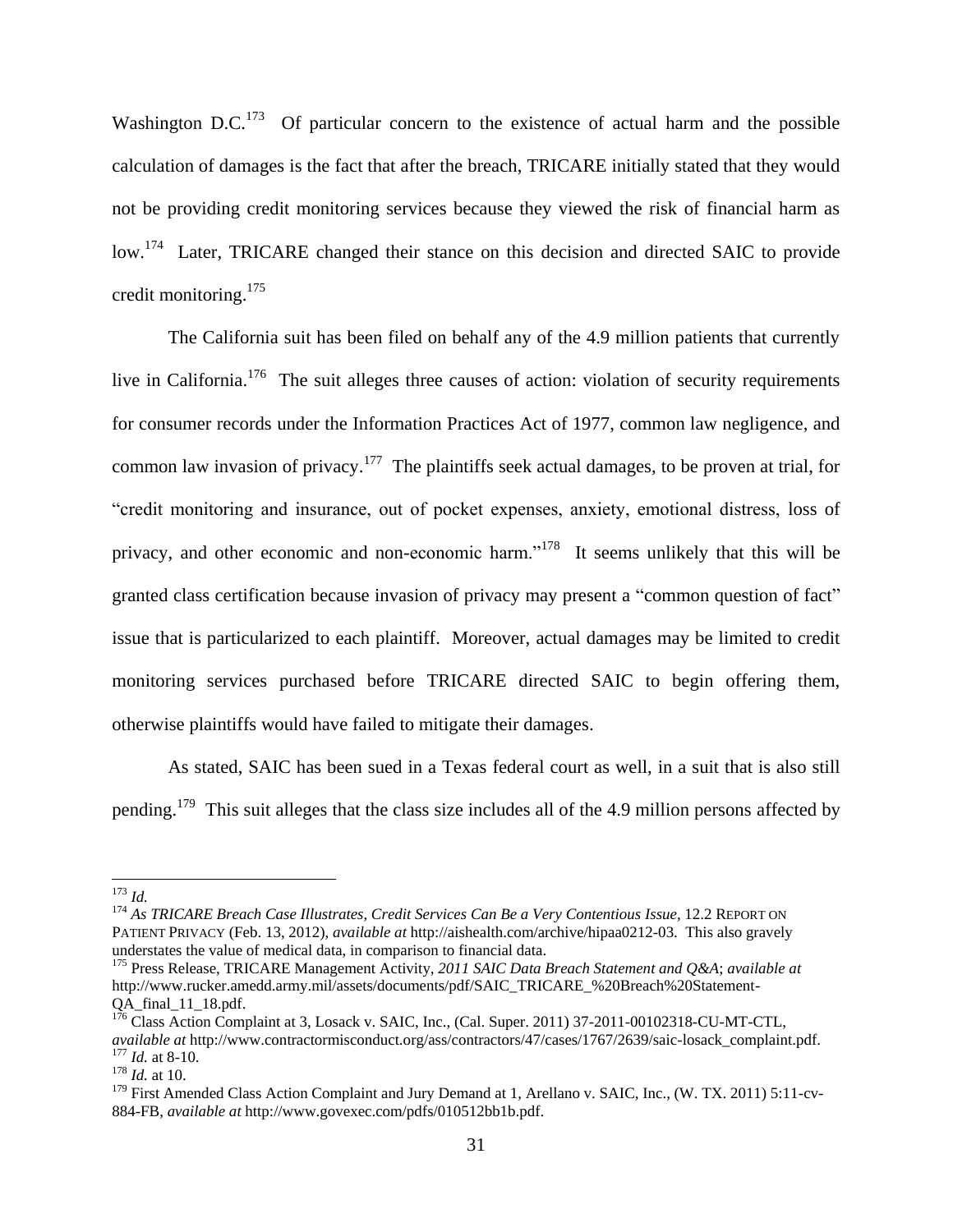Washington D.C.[173] Of particular concern to the existence of actual harm and the possible calculation of damages is the fact that after the breach, TRICARE initially stated that they would not be providing credit monitoring services because they viewed the risk of financial harm as low.[174] Later, TRICARE changed their stance on this decision and directed SAIC to provide credit monitoring.[175]

The California suit has been filed on behalf any of the 4.9 million patients that currently live in California.[176] The suit alleges three causes of action: violation of security requirements for consumer records under the Information Practices Act of 1977, common law negligence, and common law invasion of privacy.[177] The plaintiffs seek actual damages, to be proven at trial, for "credit monitoring and insurance, out of pocket expenses, anxiety, emotional distress, loss of privacy, and other economic and non-economic harm."[178] It seems unlikely that this will be granted class certification because invasion of privacy may present a "common question of fact" issue that is particularized to each plaintiff. Moreover, actual damages may be limited to credit monitoring services purchased before TRICARE directed SAIC to begin offering them, otherwise plaintiffs would have failed to mitigate their damages.

As stated, SAIC has been sued in a Texas federal court as well, in a suit that is also still pending.[179] This suit alleges that the class size includes all of the 4.9 million persons affected by

---

[173] *Id.*

[174] *As TRICARE Breach Case Illustrates, Credit Services Can Be a Very Contentious Issue*, 12.2 REPORT ON PATIENT PRIVACY (Feb. 13, 2012), *available at* http://aishealth.com/archive/hipaa0212-03. This also gravely understates the value of medical data, in comparison to financial data.

[175] Press Release, TRICARE Management Activity, *2011 SAIC Data Breach Statement and Q&A*; *available at* http://www.rucker.amedd.army.mil/assets/documents/pdf/SAIC_TRICARE_%20Breach%20Statement-QA_final_11_18.pdf.

[176] Class Action Complaint at 3, Losack v. SAIC, Inc., (Cal. Super. 2011) 37-2011-00102318-CU-MT-CTL, *available at* http://www.contractormisconduct.org/ass/contractors/47/cases/1767/2639/saic-losack_complaint.pdf.

[177] *Id.* at 8-10.

[178] *Id.* at 10.

[179] First Amended Class Action Complaint and Jury Demand at 1, Arellano v. SAIC, Inc., (W. TX. 2011) 5:11-cv-884-FB, *available at* http://www.govexec.com/pdfs/010512bb1b.pdf.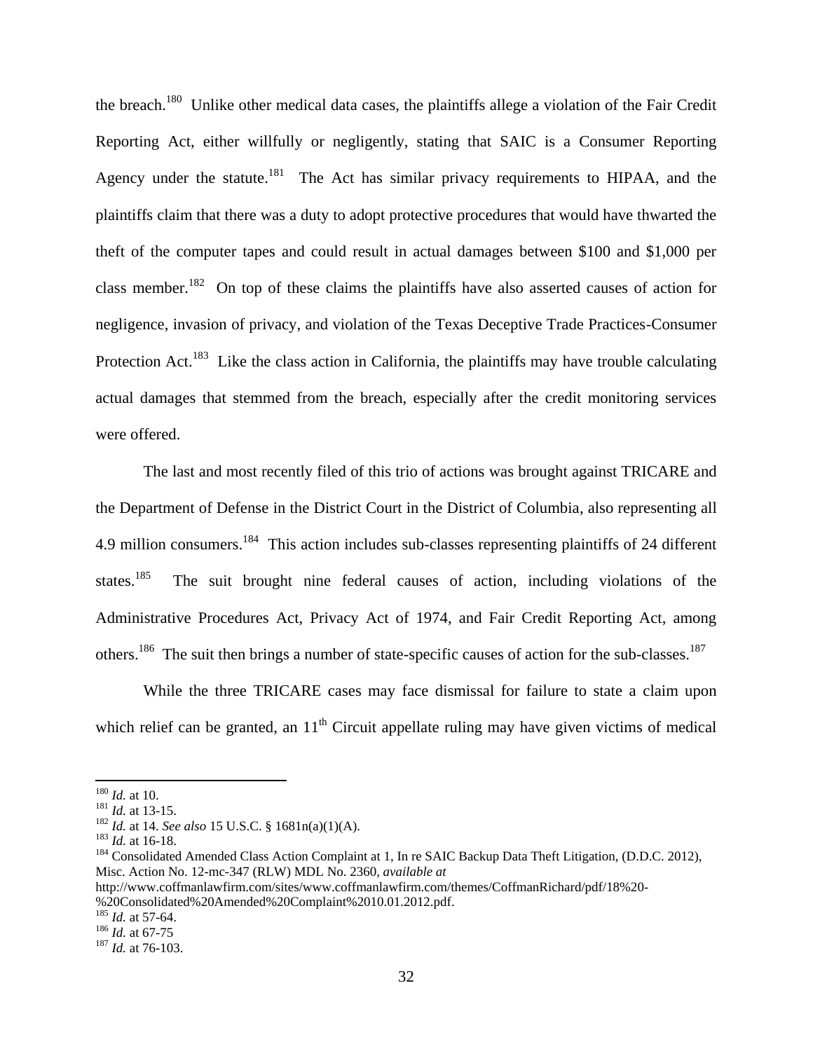the breach.[180] Unlike other medical data cases, the plaintiffs allege a violation of the Fair Credit Reporting Act, either willfully or negligently, stating that SAIC is a Consumer Reporting Agency under the statute.[181] The Act has similar privacy requirements to HIPAA, and the plaintiffs claim that there was a duty to adopt protective procedures that would have thwarted the theft of the computer tapes and could result in actual damages between $100 and $1,000 per class member.[182] On top of these claims the plaintiffs have also asserted causes of action for negligence, invasion of privacy, and violation of the Texas Deceptive Trade Practices-Consumer Protection Act.[183] Like the class action in California, the plaintiffs may have trouble calculating actual damages that stemmed from the breach, especially after the credit monitoring services were offered.

The last and most recently filed of this trio of actions was brought against TRICARE and the Department of Defense in the District Court in the District of Columbia, also representing all 4.9 million consumers.[184] This action includes sub-classes representing plaintiffs of 24 different states.[185] The suit brought nine federal causes of action, including violations of the Administrative Procedures Act, Privacy Act of 1974, and Fair Credit Reporting Act, among others.[186] The suit then brings a number of state-specific causes of action for the sub-classes.[187]

While the three TRICARE cases may face dismissal for failure to state a claim upon which relief can be granted, an 11th Circuit appellate ruling may have given victims of medical

---

[180] *Id.* at 10.

[181] *Id.* at 13-15.

[182] *Id.* at 14. *See also* 15 U.S.C. § 1681n(a)(1)(A).

[183] *Id.* at 16-18.

[184] Consolidated Amended Class Action Complaint at 1, In re SAIC Backup Data Theft Litigation, (D.D.C. 2012), Misc. Action No. 12-mc-347 (RLW) MDL No. 2360, *available at* http://www.coffmanlawfirm.com/sites/www.coffmanlawfirm.com/themes/CoffmanRichard/pdf/18%20-%20Consolidated%20Amended%20Complaint%2010.01.2012.pdf.

[185] *Id.* at 57-64.

[186] *Id.* at 67-75

[187] *Id.* at 76-103.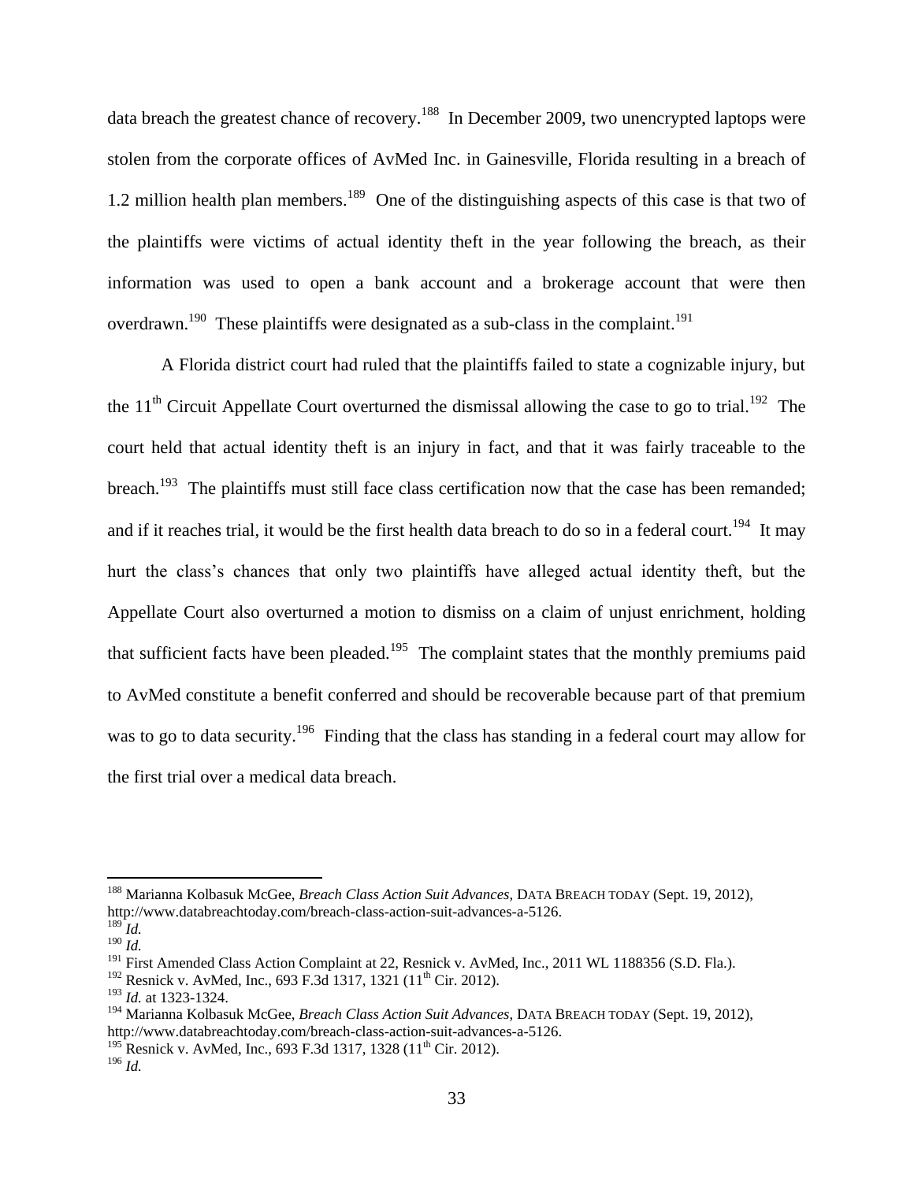data breach the greatest chance of recovery.[188] In December 2009, two unencrypted laptops were stolen from the corporate offices of AvMed Inc. in Gainesville, Florida resulting in a breach of 1.2 million health plan members.[189] One of the distinguishing aspects of this case is that two of the plaintiffs were victims of actual identity theft in the year following the breach, as their information was used to open a bank account and a brokerage account that were then overdrawn.[190] These plaintiffs were designated as a sub-class in the complaint.[191]

A Florida district court had ruled that the plaintiffs failed to state a cognizable injury, but the 11th Circuit Appellate Court overturned the dismissal allowing the case to go to trial.[192] The court held that actual identity theft is an injury in fact, and that it was fairly traceable to the breach.[193] The plaintiffs must still face class certification now that the case has been remanded; and if it reaches trial, it would be the first health data breach to do so in a federal court.[194] It may hurt the class's chances that only two plaintiffs have alleged actual identity theft, but the Appellate Court also overturned a motion to dismiss on a claim of unjust enrichment, holding that sufficient facts have been pleaded.[195] The complaint states that the monthly premiums paid to AvMed constitute a benefit conferred and should be recoverable because part of that premium was to go to data security.[196] Finding that the class has standing in a federal court may allow for the first trial over a medical data breach.

---

[188] Marianna Kolbasuk McGee, *Breach Class Action Suit Advances*, DATA BREACH TODAY (Sept. 19, 2012), http://www.databreachtoday.com/breach-class-action-suit-advances-a-5126.

[189] *Id.*

[190] *Id.*

[191] First Amended Class Action Complaint at 22, Resnick v. AvMed, Inc., 2011 WL 1188356 (S.D. Fla.).

[192] Resnick v. AvMed, Inc., 693 F.3d 1317, 1321 (11th Cir. 2012).

[193] *Id.* at 1323-1324.

[194] Marianna Kolbasuk McGee, *Breach Class Action Suit Advances*, DATA BREACH TODAY (Sept. 19, 2012), http://www.databreachtoday.com/breach-class-action-suit-advances-a-5126.

[195] Resnick v. AvMed, Inc., 693 F.3d 1317, 1328 (11th Cir. 2012).

[196] *Id.*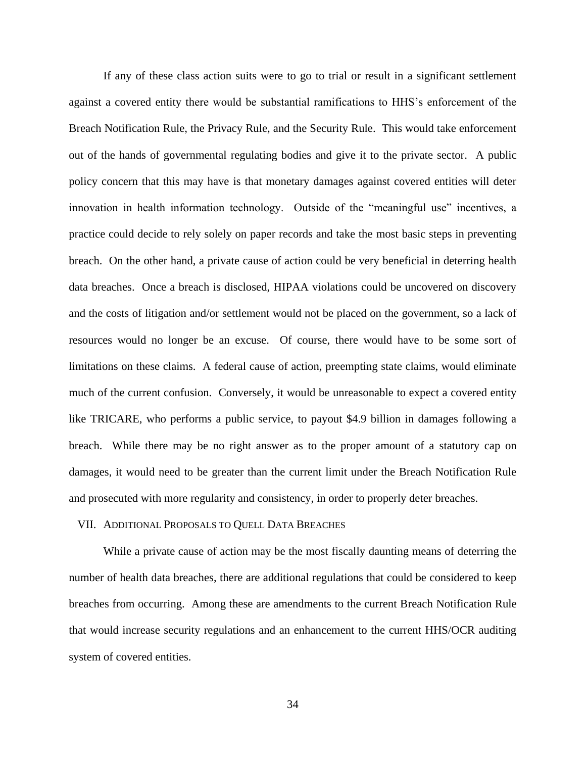If any of these class action suits were to go to trial or result in a significant settlement against a covered entity there would be substantial ramifications to HHS's enforcement of the Breach Notification Rule, the Privacy Rule, and the Security Rule. This would take enforcement out of the hands of governmental regulating bodies and give it to the private sector. A public policy concern that this may have is that monetary damages against covered entities will deter innovation in health information technology. Outside of the "meaningful use" incentives, a practice could decide to rely solely on paper records and take the most basic steps in preventing breach. On the other hand, a private cause of action could be very beneficial in deterring health data breaches. Once a breach is disclosed, HIPAA violations could be uncovered on discovery and the costs of litigation and/or settlement would not be placed on the government, so a lack of resources would no longer be an excuse. Of course, there would have to be some sort of limitations on these claims. A federal cause of action, preempting state claims, would eliminate much of the current confusion. Conversely, it would be unreasonable to expect a covered entity like TRICARE, who performs a public service, to payout $4.9 billion in damages following a breach. While there may be no right answer as to the proper amount of a statutory cap on damages, it would need to be greater than the current limit under the Breach Notification Rule and prosecuted with more regularity and consistency, in order to properly deter breaches.

## VII. Additional Proposals to Quell Data Breaches

While a private cause of action may be the most fiscally daunting means of deterring the number of health data breaches, there are additional regulations that could be considered to keep breaches from occurring. Among these are amendments to the current Breach Notification Rule that would increase security regulations and an enhancement to the current HHS/OCR auditing system of covered entities.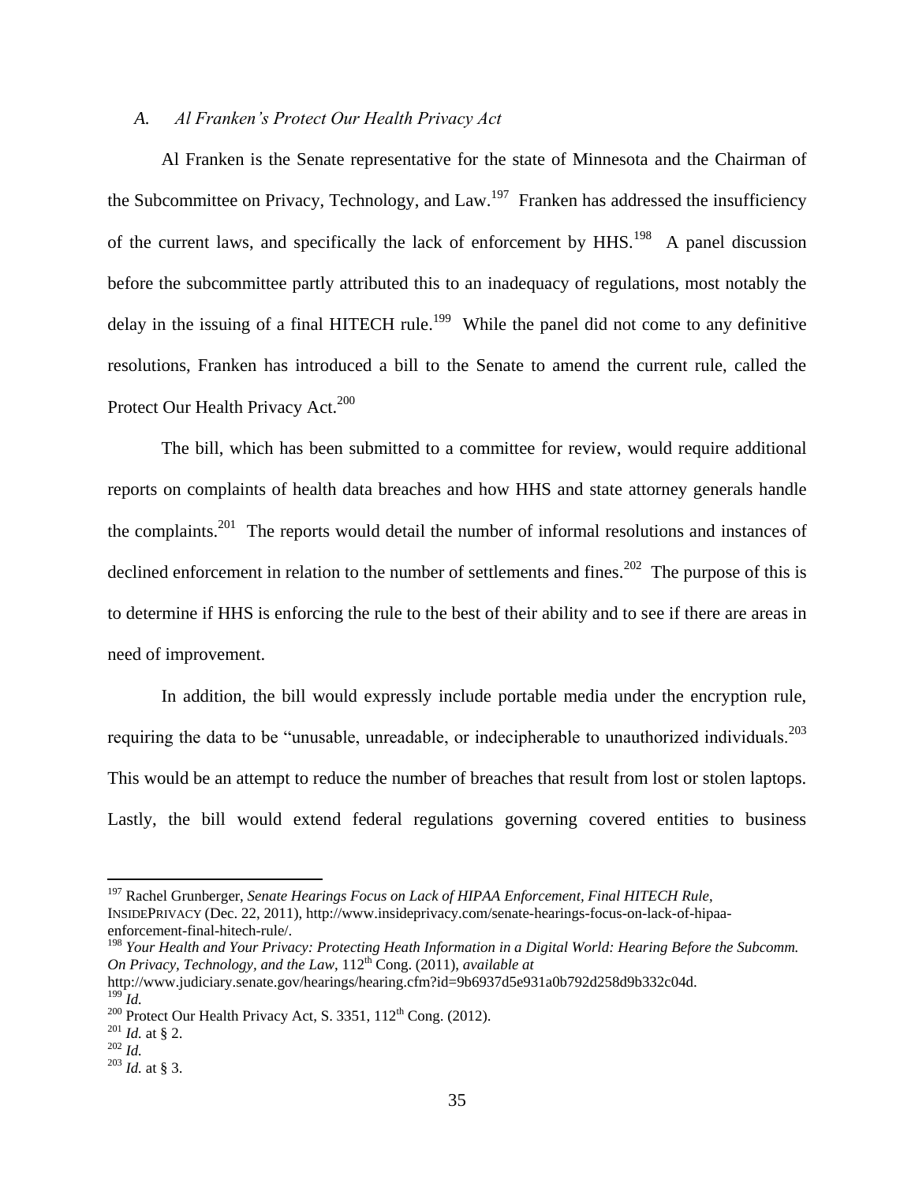### *A. Al Franken's Protect Our Health Privacy Act*

Al Franken is the Senate representative for the state of Minnesota and the Chairman of the Subcommittee on Privacy, Technology, and Law.[197] Franken has addressed the insufficiency of the current laws, and specifically the lack of enforcement by HHS.[198] A panel discussion before the subcommittee partly attributed this to an inadequacy of regulations, most notably the delay in the issuing of a final HITECH rule.[199] While the panel did not come to any definitive resolutions, Franken has introduced a bill to the Senate to amend the current rule, called the Protect Our Health Privacy Act.[200]

The bill, which has been submitted to a committee for review, would require additional reports on complaints of health data breaches and how HHS and state attorney generals handle the complaints.[201] The reports would detail the number of informal resolutions and instances of declined enforcement in relation to the number of settlements and fines.[202] The purpose of this is to determine if HHS is enforcing the rule to the best of their ability and to see if there are areas in need of improvement.

In addition, the bill would expressly include portable media under the encryption rule, requiring the data to be "unusable, unreadable, or indecipherable to unauthorized individuals.[203] This would be an attempt to reduce the number of breaches that result from lost or stolen laptops. Lastly, the bill would extend federal regulations governing covered entities to business

---

[197] Rachel Grunberger, *Senate Hearings Focus on Lack of HIPAA Enforcement, Final HITECH Rule*, INSIDEPRIVACY (Dec. 22, 2011), http://www.insideprivacy.com/senate-hearings-focus-on-lack-of-hipaa-enforcement-final-hitech-rule/.

[198] *Your Health and Your Privacy: Protecting Heath Information in a Digital World: Hearing Before the Subcomm. On Privacy, Technology, and the Law*, 112th Cong. (2011), *available at* http://www.judiciary.senate.gov/hearings/hearing.cfm?id=9b6937d5e931a0b792d258d9b332c04d.

[199] *Id.*

[200] Protect Our Health Privacy Act, S. 3351, 112th Cong. (2012).

[201] *Id.* at § 2.

[202] *Id.*

[203] *Id.* at § 3.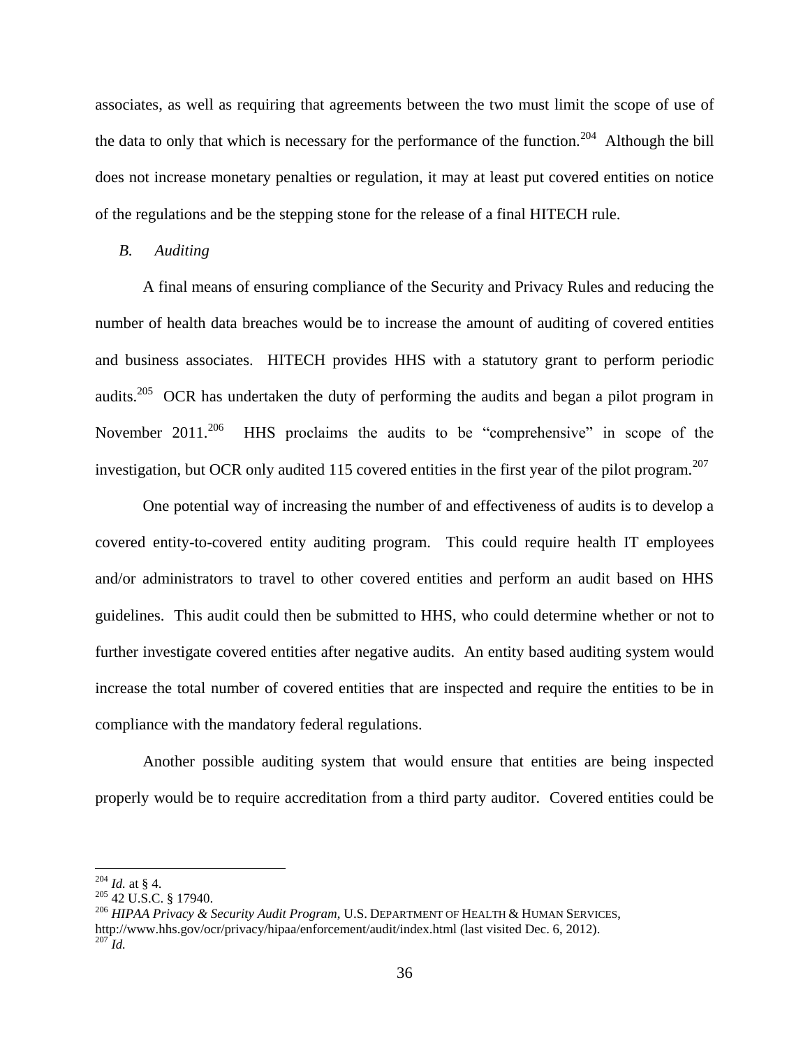associates, as well as requiring that agreements between the two must limit the scope of use of the data to only that which is necessary for the performance of the function.[204] Although the bill does not increase monetary penalties or regulation, it may at least put covered entities on notice of the regulations and be the stepping stone for the release of a final HITECH rule.

### *B. Auditing*

A final means of ensuring compliance of the Security and Privacy Rules and reducing the number of health data breaches would be to increase the amount of auditing of covered entities and business associates. HITECH provides HHS with a statutory grant to perform periodic audits.[205] OCR has undertaken the duty of performing the audits and began a pilot program in November 2011.[206] HHS proclaims the audits to be "comprehensive" in scope of the investigation, but OCR only audited 115 covered entities in the first year of the pilot program.[207]

One potential way of increasing the number of and effectiveness of audits is to develop a covered entity-to-covered entity auditing program. This could require health IT employees and/or administrators to travel to other covered entities and perform an audit based on HHS guidelines. This audit could then be submitted to HHS, who could determine whether or not to further investigate covered entities after negative audits. An entity based auditing system would increase the total number of covered entities that are inspected and require the entities to be in compliance with the mandatory federal regulations.

Another possible auditing system that would ensure that entities are being inspected properly would be to require accreditation from a third party auditor. Covered entities could be

---

[204] *Id.* at § 4.

[205] 42 U.S.C. § 17940.

[206] *HIPAA Privacy & Security Audit Program*, U.S. DEPARTMENT OF HEALTH & HUMAN SERVICES, http://www.hhs.gov/ocr/privacy/hipaa/enforcement/audit/index.html (last visited Dec. 6, 2012).

[207] *Id.*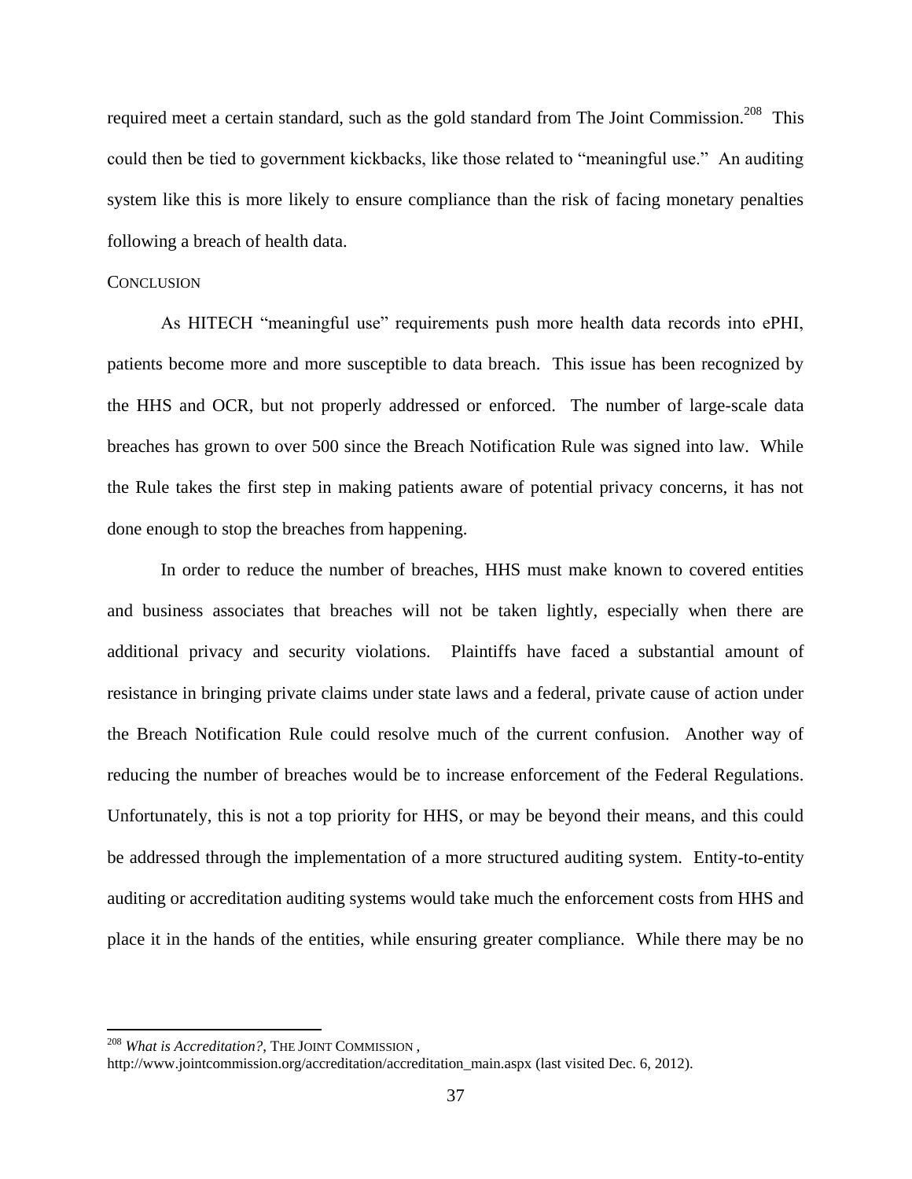required meet a certain standard, such as the gold standard from The Joint Commission.[208] This could then be tied to government kickbacks, like those related to "meaningful use." An auditing system like this is more likely to ensure compliance than the risk of facing monetary penalties following a breach of health data.

## CONCLUSION

As HITECH "meaningful use" requirements push more health data records into ePHI, patients become more and more susceptible to data breach. This issue has been recognized by the HHS and OCR, but not properly addressed or enforced. The number of large-scale data breaches has grown to over 500 since the Breach Notification Rule was signed into law. While the Rule takes the first step in making patients aware of potential privacy concerns, it has not done enough to stop the breaches from happening.

In order to reduce the number of breaches, HHS must make known to covered entities and business associates that breaches will not be taken lightly, especially when there are additional privacy and security violations. Plaintiffs have faced a substantial amount of resistance in bringing private claims under state laws and a federal, private cause of action under the Breach Notification Rule could resolve much of the current confusion. Another way of reducing the number of breaches would be to increase enforcement of the Federal Regulations. Unfortunately, this is not a top priority for HHS, or may be beyond their means, and this could be addressed through the implementation of a more structured auditing system. Entity-to-entity auditing or accreditation auditing systems would take much the enforcement costs from HHS and place it in the hands of the entities, while ensuring greater compliance. While there may be no

---

[208] *What is Accreditation?*, THE JOINT COMMISSION , http://www.jointcommission.org/accreditation/accreditation_main.aspx (last visited Dec. 6, 2012).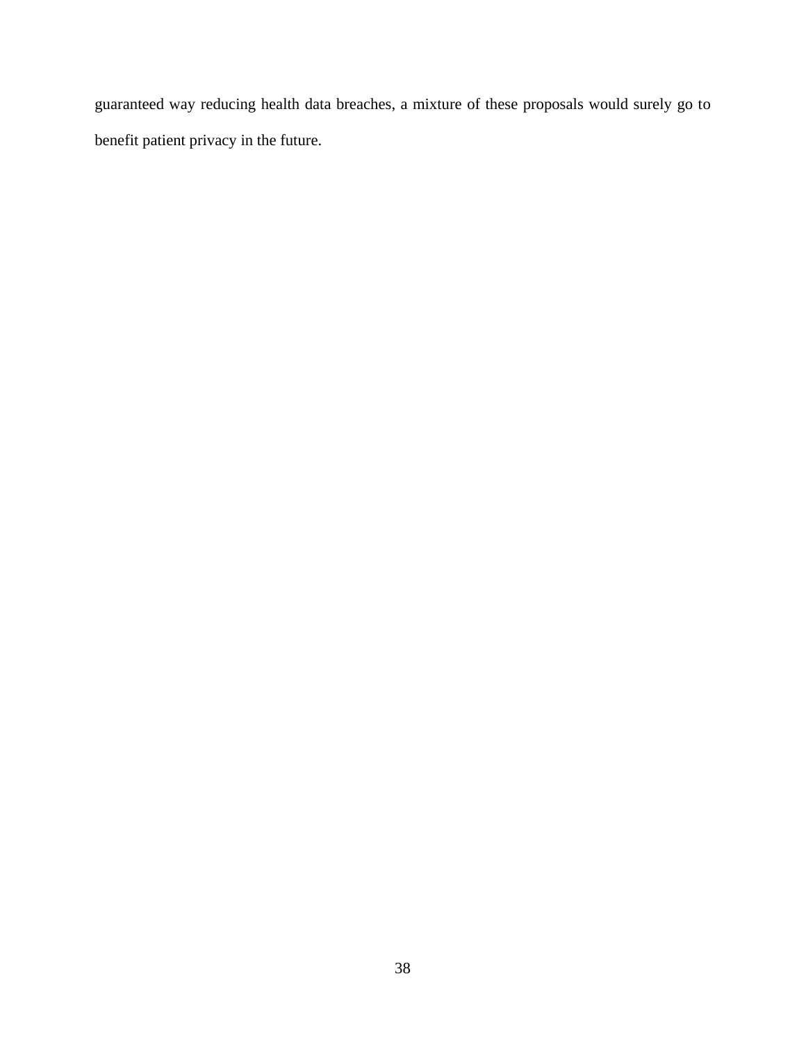guaranteed way reducing health data breaches, a mixture of these proposals would surely go to benefit patient privacy in the future.